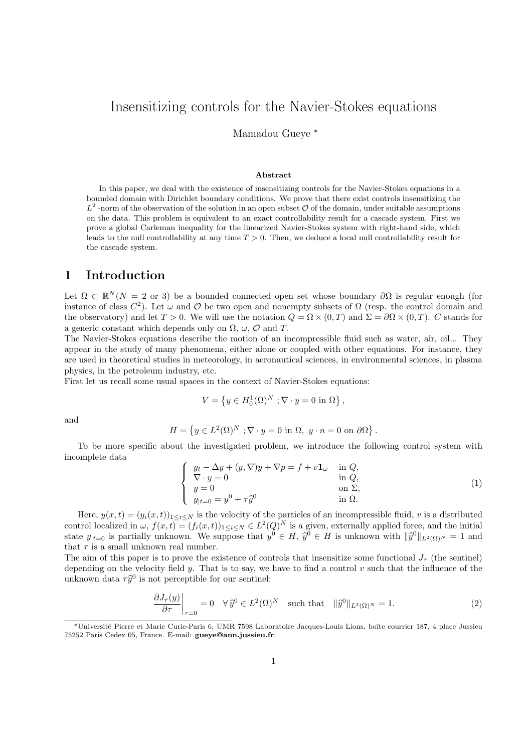# Insensitizing controls for the Navier-Stokes equations

Mamadou Gueye [*]

**Abstract**

In this paper, we deal with the existence of insensitizing controls for the Navier-Stokes equations in a bounded domain with Dirichlet boundary conditions. We prove that there exist controls insensitizing the $L^2$ -norm of the observation of the solution in an open subset $\mathcal{O}$ of the domain, under suitable assumptions on the data. This problem is equivalent to an exact controllability result for a cascade system. First we prove a global Carleman inequality for the linearized Navier-Stokes system with right-hand side, which leads to the null controllability at any time $T > 0$. Then, we deduce a local null controllability result for the cascade system.

## 1 Introduction

Let $\Omega \subset \mathbb{R}^N (N = 2 \text{ or } 3)$ be a bounded connected open set whose boundary $\partial\Omega$ is regular enough (for instance of class $C^2$). Let $\omega$ and $\mathcal{O}$ be two open and nonempty subsets of $\Omega$ (resp. the control domain and the observatory) and let $T > 0$. We will use the notation $Q = \Omega \times (0, T)$ and $\Sigma = \partial\Omega \times (0, T)$. $C$ stands for a generic constant which depends only on $\Omega$, $\omega$, $\mathcal{O}$ and $T$.
The Navier-Stokes equations describe the motion of an incompressible fluid such as water, air, oil... They appear in the study of many phenomena, either alone or coupled with other equations. For instance, they are used in theoretical studies in meteorology, in aeronautical sciences, in environmental sciences, in plasma physics, in the petroleum industry, etc.
First let us recall some usual spaces in the context of Navier-Stokes equations:

$$V = \left\{ y \in H_0^1(\Omega)^N \ ; \nabla \cdot y = 0 \text{ in } \Omega \right\},$$

and

$$H = \left\{ y \in L^2(\Omega)^N \ ; \nabla \cdot y = 0 \text{ in } \Omega, \ y \cdot n = 0 \text{ on } \partial\Omega \right\}.$$

To be more specific about the investigated problem, we introduce the following control system with incomplete data

$$\left\{ \begin{array}{ll} y_t - \Delta y + (y, \nabla)y + \nabla p = f + v\mathbf{1}_\omega & \text{in } Q, \\ \nabla \cdot y = 0 & \text{in } Q, \\ y = 0 & \text{on } \Sigma, \\ y_{|t=0} = y^0 + \tau \widehat{y}^0 & \text{in } \Omega. \end{array} \right. \tag{1}$$

Here, $y(x,t) = (y_i(x,t))_{1 \le i \le N}$ is the velocity of the particles of an incompressible fluid, $v$ is a distributed control localized in $\omega$, $f(x,t) = (f_i(x,t))_{1 \le i \le N} \in L^2(Q)^N$ is a given, externally applied force, and the initial state $y_{|t=0}$ is partially unknown. We suppose that $y^0 \in H$, $\widehat{y}^0 \in H$ is unknown with $\|\widehat{y}^0\|_{L^2(\Omega)^N} = 1$ and that $\tau$ is a small unknown real number.
The aim of this paper is to prove the existence of controls that insensitize some functional $J_\tau$ (the sentinel) depending on the velocity field $y$. That is to say, we have to find a control $v$ such that the influence of the unknown data $\tau \widehat{y}^0$ is not perceptible for our sentinel:

$$\left. \frac{\partial J_\tau(y)}{\partial \tau} \right|_{\tau=0} = 0 \quad \forall \, \widehat{y}^0 \in L^2(\Omega)^N \quad \text{such that} \quad \|\widehat{y}^0\|_{L^2(\Omega)^N} = 1. \tag{2}$$

[*] Université Pierre et Marie Curie-Paris 6, UMR 7598 Laboratoire Jacques-Louis Lions, boîte courrier 187, 4 place Jussieu 75252 Paris Cedex 05, France. E-mail: **gueye@ann.jussieu.fr**.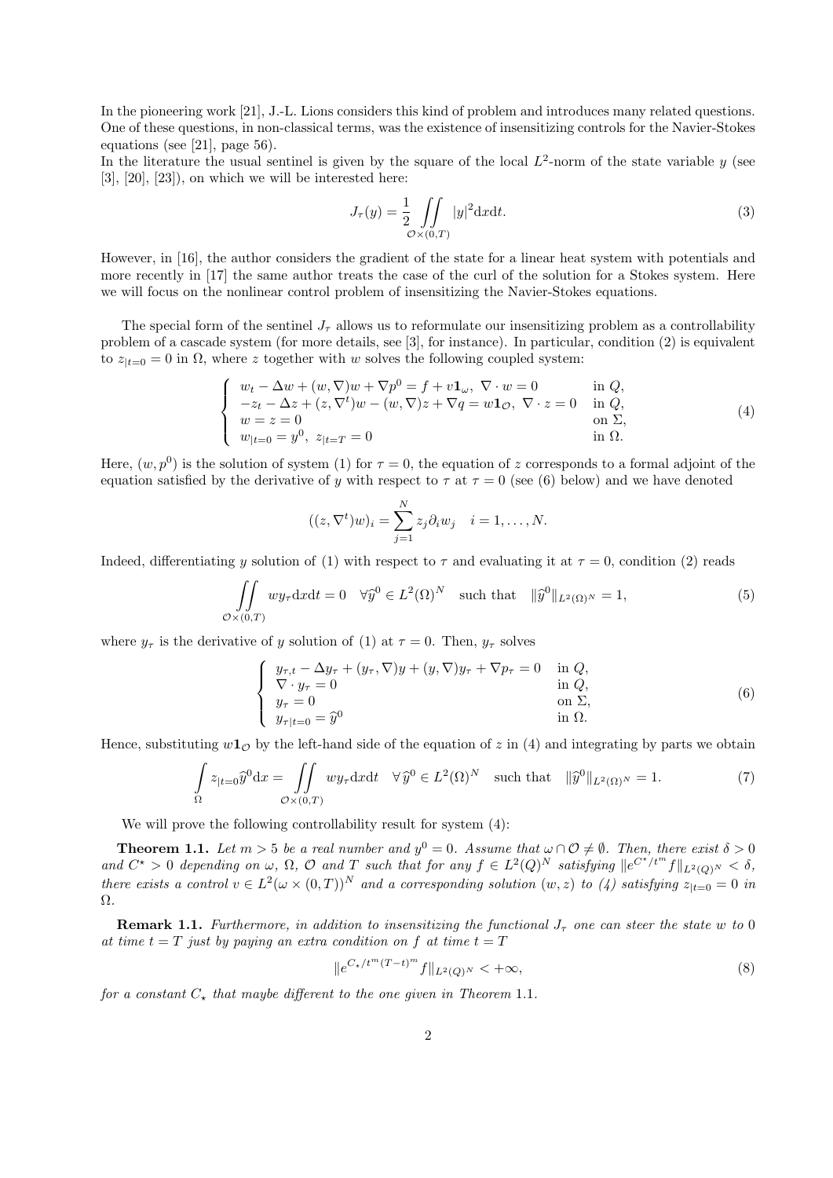In the pioneering work [21], J.-L. Lions considers this kind of problem and introduces many related questions. One of these questions, in non-classical terms, was the existence of insensitizing controls for the Navier-Stokes equations (see [21], page 56).
In the literature the usual sentinel is given by the square of the local $L^2$-norm of the state variable $y$ (see [3], [20], [23]), on which we will be interested here:

$$J_\tau(y) = \frac{1}{2} \iint\limits_{\mathcal{O}\times(0,T)} |y|^2 \mathrm{d}x\mathrm{d}t. \tag{3}$$

However, in [16], the author considers the gradient of the state for a linear heat system with potentials and more recently in [17] the same author treats the case of the curl of the solution for a Stokes system. Here we will focus on the nonlinear control problem of insensitizing the Navier-Stokes equations.

The special form of the sentinel $J_\tau$ allows us to reformulate our insensitizing problem as a controllability problem of a cascade system (for more details, see [3], for instance). In particular, condition (2) is equivalent to $z_{|t=0} = 0$ in $\Omega$, where $z$ together with $w$ solves the following coupled system:

$$\left\{\begin{array}{ll} w_t - \Delta w + (w,\nabla)w + \nabla p^0 = f + v\mathbf{1}_\omega, \ \nabla\cdot w = 0 & \text{in } Q, \\ -z_t - \Delta z + (z,\nabla^t)w - (w,\nabla)z + \nabla q = w\mathbf{1}_{\mathcal{O}}, \ \nabla\cdot z = 0 & \text{in } Q, \\ w = z = 0 & \text{on } \Sigma, \\ w_{|t=0} = y^0, \ z_{|t=T} = 0 & \text{in } \Omega. \end{array}\right. \tag{4}$$

Here, $(w, p^0)$ is the solution of system (1) for $\tau = 0$, the equation of $z$ corresponds to a formal adjoint of the equation satisfied by the derivative of $y$ with respect to $\tau$ at $\tau = 0$ (see (6) below) and we have denoted

$$((z,\nabla^t)w)_i = \sum_{j=1}^N z_j \partial_i w_j \quad i = 1,\ldots,N.$$

Indeed, differentiating $y$ solution of (1) with respect to $\tau$ and evaluating it at $\tau = 0$, condition (2) reads

$$\iint\limits_{\mathcal{O}\times(0,T)} w y_\tau \mathrm{d}x\mathrm{d}t = 0 \quad \forall \widehat{y}^0 \in L^2(\Omega)^N \quad \text{such that} \quad \|\widehat{y}^0\|_{L^2(\Omega)^N} = 1, \tag{5}$$

where $y_\tau$ is the derivative of $y$ solution of (1) at $\tau = 0$. Then, $y_\tau$ solves

$$\left\{\begin{array}{ll} y_{\tau,t} - \Delta y_\tau + (y_\tau,\nabla)y + (y,\nabla)y_\tau + \nabla p_\tau = 0 & \text{in } Q, \\ \nabla\cdot y_\tau = 0 & \text{in } Q, \\ y_\tau = 0 & \text{on } \Sigma, \\ y_{\tau|t=0} = \widehat{y}^0 & \text{in } \Omega. \end{array}\right. \tag{6}$$

Hence, substituting $w\mathbf{1}_{\mathcal{O}}$ by the left-hand side of the equation of $z$ in (4) and integrating by parts we obtain

$$\int\limits_\Omega z_{|t=0}\widehat{y}^0 \mathrm{d}x = \iint\limits_{\mathcal{O}\times(0,T)} w y_\tau \mathrm{d}x\mathrm{d}t \quad \forall \widehat{y}^0 \in L^2(\Omega)^N \quad \text{such that} \quad \|\widehat{y}^0\|_{L^2(\Omega)^N} = 1. \tag{7}$$

We will prove the following controllability result for system (4):

**Theorem 1.1.** *Let $m > 5$ be a real number and $y^0 = 0$. Assume that $\omega \cap \mathcal{O} \neq \emptyset$. Then, there exist $\delta > 0$ and $C^\star > 0$ depending on $\omega$, $\Omega$, $\mathcal{O}$ and $T$ such that for any $f \in L^2(Q)^N$ satisfying $\|e^{C^\star/t^m} f\|_{L^2(Q)^N} < \delta$, there exists a control $v \in L^2(\omega\times(0,T))^N$ and a corresponding solution $(w, z)$ to (4) satisfying $z_{|t=0} = 0$ in $\Omega$.*

**Remark 1.1.** *Furthermore, in addition to insensitizing the functional $J_\tau$ one can steer the state $w$ to 0 at time $t = T$ just by paying an extra condition on $f$ at time $t = T$*

$$\|e^{C_\star/t^m(T-t)^m} f\|_{L^2(Q)^N} < +\infty, \tag{8}$$

*for a constant $C_\star$ that maybe different to the one given in Theorem 1.1.*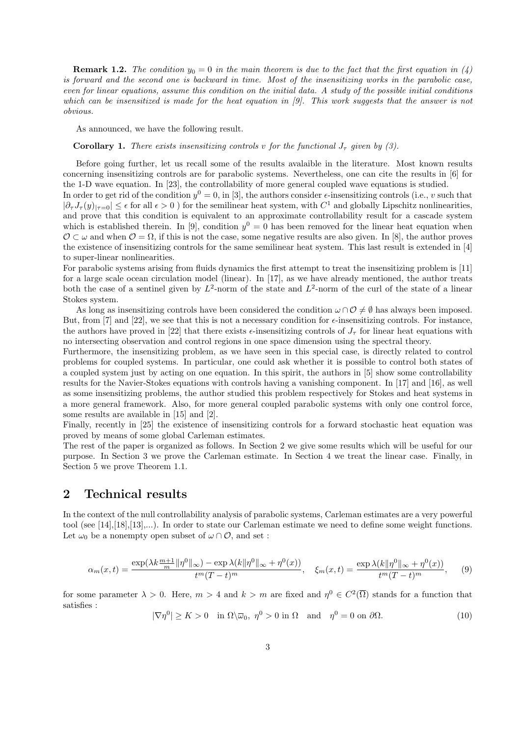**Remark 1.2.** *The condition $y_0 = 0$ in the main theorem is due to the fact that the first equation in (4) is forward and the second one is backward in time. Most of the insensitizing works in the parabolic case, even for linear equations, assume this condition on the initial data. A study of the possible initial conditions which can be insensitized is made for the heat equation in [9]. This work suggests that the answer is not obvious.*

As announced, we have the following result.

**Corollary 1.** *There exists insensitizing controls $v$ for the functional $J_\tau$ given by (3).*

Before going further, let us recall some of the results avalaible in the literature. Most known results concerning insensitizing controls are for parabolic systems. Nevertheless, one can cite the results in [6] for the 1-D wave equation. In [23], the controllability of more general coupled wave equations is studied.
In order to get rid of the condition $y^0 = 0$, in [3], the authors consider $\epsilon$-insensitizing controls (i.e., $v$ such that $|\partial_\tau J_\tau(y)_{|\tau=0}| \leq \epsilon$ for all $\epsilon > 0$ ) for the semilinear heat system, with $C^1$ and globally Lipschitz nonlinearities, and prove that this condition is equivalent to an approximate controllability result for a cascade system which is established therein. In [9], condition $y^0 = 0$ has been removed for the linear heat equation when $\mathcal{O} \subset \omega$ and when $\mathcal{O} = \Omega$, if this is not the case, some negative results are also given. In [8], the author proves the existence of insensitizing controls for the same semilinear heat system. This last result is extended in [4] to super-linear nonlinearities.
For parabolic systems arising from fluids dynamics the first attempt to treat the insensitizing problem is [11] for a large scale ocean circulation model (linear). In [17], as we have already mentioned, the author treats both the case of a sentinel given by $L^2$-norm of the state and $L^2$-norm of the curl of the state of a linear Stokes system.

As long as insensitizing controls have been considered the condition $\omega \cap \mathcal{O} \neq \emptyset$ has always been imposed. But, from [7] and [22], we see that this is not a necessary condition for $\epsilon$-insensitizing controls. For instance, the authors have proved in [22] that there exists $\epsilon$-insensitizing controls of $J_\tau$ for linear heat equations with no intersecting observation and control regions in one space dimension using the spectral theory.
Furthermore, the insensitizing problem, as we have seen in this special case, is directly related to control problems for coupled systems. In particular, one could ask whether it is possible to control both states of a coupled system just by acting on one equation. In this spirit, the authors in [5] show some controllability results for the Navier-Stokes equations with controls having a vanishing component. In [17] and [16], as well as some insensitizing problems, the author studied this problem respectively for Stokes and heat systems in a more general framework. Also, for more general coupled parabolic systems with only one control force, some results are available in [15] and [2].
Finally, recently in [25] the existence of insensitizing controls for a forward stochastic heat equation was proved by means of some global Carleman estimates.
The rest of the paper is organized as follows. In Section 2 we give some results which will be useful for our purpose. In Section 3 we prove the Carleman estimate. In Section 4 we treat the linear case. Finally, in Section 5 we prove Theorem 1.1.

## 2 Technical results

In the context of the null controllability analysis of parabolic systems, Carleman estimates are a very powerful tool (see [14],[18],[13],...). In order to state our Carleman estimate we need to define some weight functions. Let $\omega_0$ be a nonempty open subset of $\omega \cap \mathcal{O}$, and set :

$$\alpha_m(x,t) = \frac{\exp(\lambda k \frac{m+1}{m} \|\eta^0\|_\infty) - \exp \lambda(k\|\eta^0\|_\infty + \eta^0(x))}{t^m(T-t)^m}, \quad \xi_m(x,t) = \frac{\exp \lambda(k\|\eta^0\|_\infty + \eta^0(x))}{t^m(T-t)^m}, \tag{9}$$

for some parameter $\lambda > 0$. Here, $m > 4$ and $k > m$ are fixed and $\eta^0 \in C^2(\overline{\Omega})$ stands for a function that satisfies :

$$|\nabla \eta^0| \geq K > 0 \quad \text{in } \Omega \backslash \overline{\omega}_0, \; \eta^0 > 0 \text{ in } \Omega \quad \text{and} \quad \eta^0 = 0 \text{ on } \partial\Omega. \tag{10}$$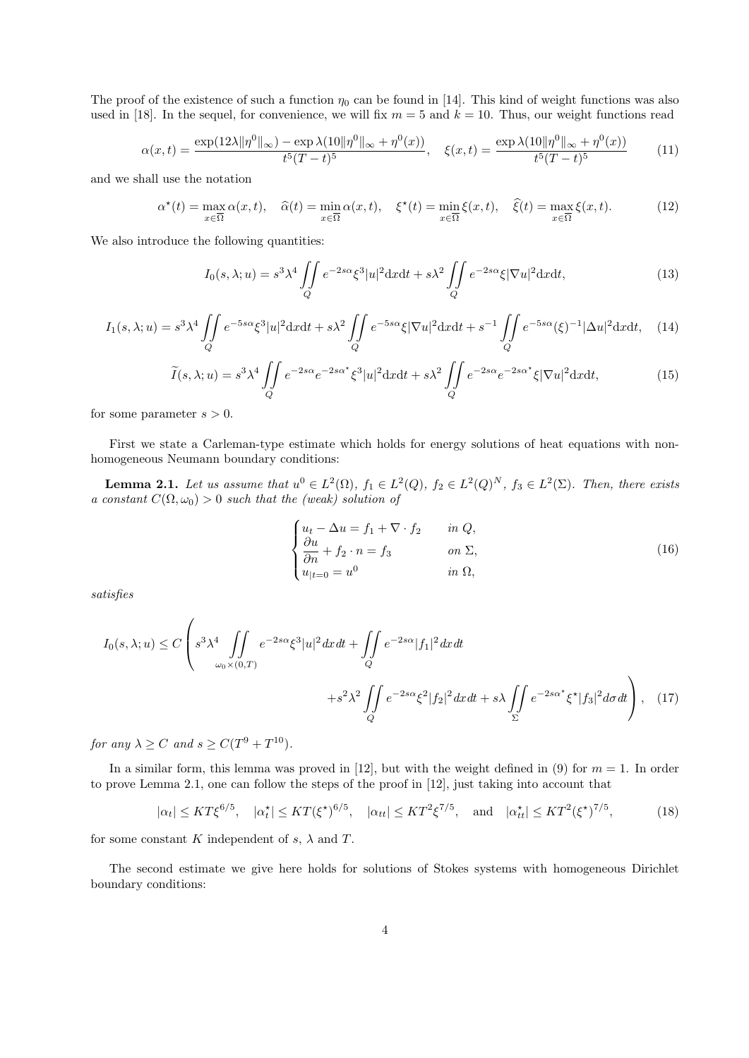The proof of the existence of such a function $\eta_0$ can be found in [14]. This kind of weight functions was also used in [18]. In the sequel, for convenience, we will fix $m = 5$ and $k = 10$. Thus, our weight functions read

$$\alpha(x,t) = \frac{\exp(12\lambda\|\eta^0\|_\infty) - \exp\lambda(10\|\eta^0\|_\infty + \eta^0(x))}{t^5(T-t)^5}, \quad \xi(x,t) = \frac{\exp\lambda(10\|\eta^0\|_\infty + \eta^0(x))}{t^5(T-t)^5} \tag{11}$$

and we shall use the notation

$$\alpha^\star(t) = \max_{x\in\overline{\Omega}} \alpha(x,t), \quad \widehat{\alpha}(t) = \min_{x\in\overline{\Omega}} \alpha(x,t), \quad \xi^\star(t) = \min_{x\in\overline{\Omega}} \xi(x,t), \quad \widehat{\xi}(t) = \max_{x\in\overline{\Omega}} \xi(x,t). \tag{12}$$

We also introduce the following quantities:

$$I_0(s,\lambda;u) = s^3\lambda^4 \iint\limits_Q e^{-2s\alpha}\xi^3|u|^2\mathrm{d}x\mathrm{d}t + s\lambda^2 \iint\limits_Q e^{-2s\alpha}\xi|\nabla u|^2\mathrm{d}x\mathrm{d}t, \tag{13}$$

$$I_1(s,\lambda;u) = s^3\lambda^4 \iint\limits_Q e^{-5s\alpha}\xi^3|u|^2\mathrm{d}x\mathrm{d}t + s\lambda^2 \iint\limits_Q e^{-5s\alpha}\xi|\nabla u|^2\mathrm{d}x\mathrm{d}t + s^{-1}\iint\limits_Q e^{-5s\alpha}(\xi)^{-1}|\Delta u|^2\mathrm{d}x\mathrm{d}t, \tag{14}$$

$$\widetilde{I}(s,\lambda;u) = s^3\lambda^4 \iint\limits_Q e^{-2s\alpha}e^{-2s\alpha^\star}\xi^3|u|^2\mathrm{d}x\mathrm{d}t + s\lambda^2 \iint\limits_Q e^{-2s\alpha}e^{-2s\alpha^\star}\xi|\nabla u|^2\mathrm{d}x\mathrm{d}t, \tag{15}$$

for some parameter $s > 0$.

First we state a Carleman-type estimate which holds for energy solutions of heat equations with non-homogeneous Neumann boundary conditions:

**Lemma 2.1.** *Let us assume that $u^0 \in L^2(\Omega)$, $f_1 \in L^2(Q)$, $f_2 \in L^2(Q)^N$, $f_3 \in L^2(\Sigma)$. Then, there exists a constant $C(\Omega,\omega_0) > 0$ such that the (weak) solution of*

$$\begin{cases} u_t - \Delta u = f_1 + \nabla\cdot f_2 & \text{in } Q, \\ \dfrac{\partial u}{\partial n} + f_2\cdot n = f_3 & \text{on } \Sigma, \\ u_{|t=0} = u^0 & \text{in } \Omega, \end{cases} \tag{16}$$

*satisfies*

$$I_0(s,\lambda;u) \le C\left( s^3\lambda^4 \iint\limits_{\omega_0\times(0,T)} e^{-2s\alpha}\xi^3|u|^2\,dx\,dt + \iint\limits_Q e^{-2s\alpha}|f_1|^2\,dx\,dt + s^2\lambda^2\iint\limits_Q e^{-2s\alpha}\xi^2|f_2|^2\,dx\,dt + s\lambda\iint\limits_\Sigma e^{-2s\alpha^\star}\xi^\star|f_3|^2\,d\sigma\,dt \right), \tag{17}$$

*for any $\lambda \ge C$ and $s \ge C(T^9 + T^{10})$.*

In a similar form, this lemma was proved in [12], but with the weight defined in (9) for $m = 1$. In order to prove Lemma 2.1, one can follow the steps of the proof in [12], just taking into account that

$$|\alpha_t| \le KT\xi^{6/5}, \quad |\alpha_t^\star| \le KT(\xi^\star)^{6/5}, \quad |\alpha_{tt}| \le KT^2\xi^{7/5}, \quad \text{and} \quad |\alpha_{tt}^\star| \le KT^2(\xi^\star)^{7/5}, \tag{18}$$

for some constant $K$ independent of $s$, $\lambda$ and $T$.

The second estimate we give here holds for solutions of Stokes systems with homogeneous Dirichlet boundary conditions: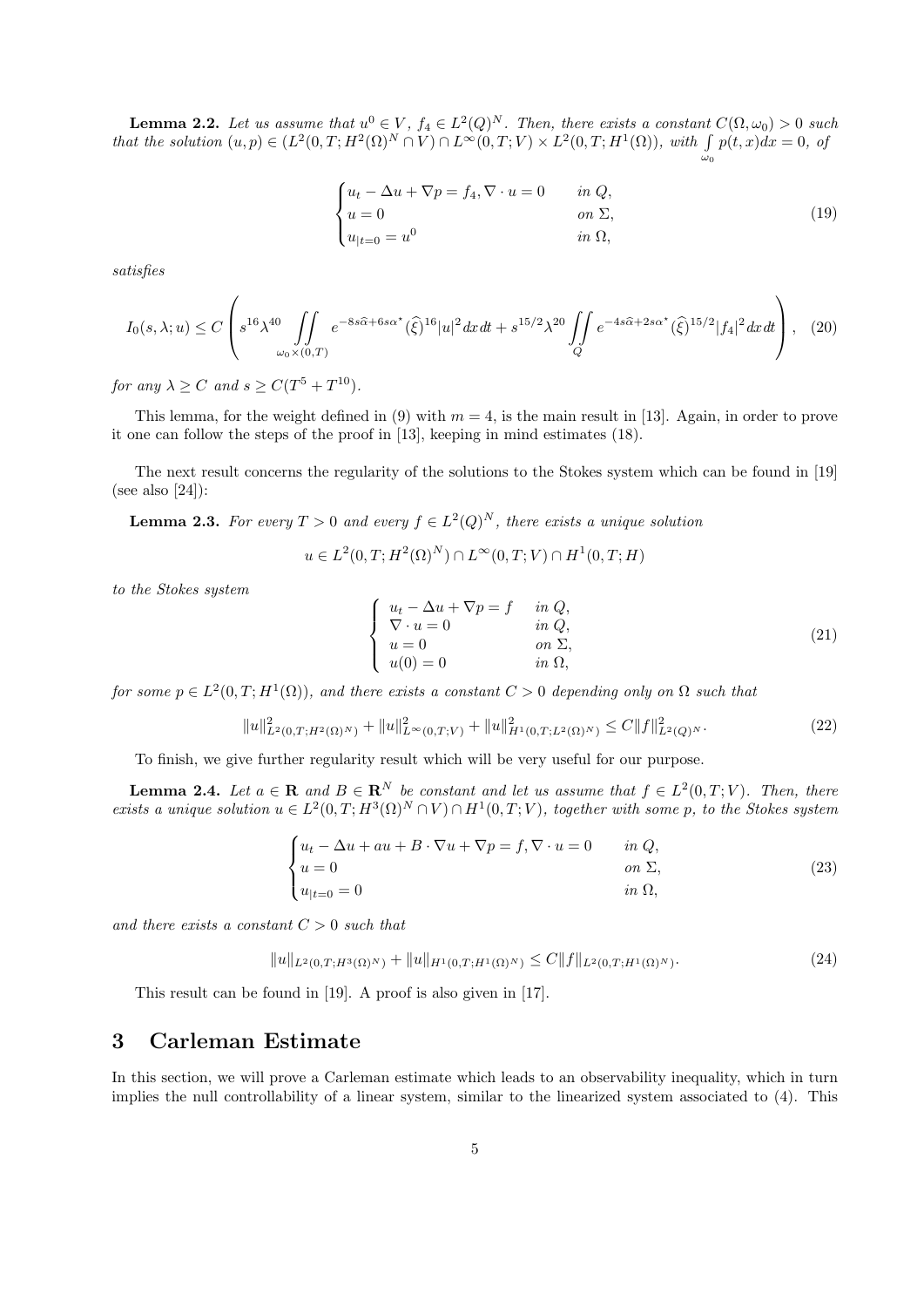**Lemma 2.2.** *Let us assume that $u^0 \in V$, $f_4 \in L^2(Q)^N$. Then, there exists a constant $C(\Omega, \omega_0) > 0$ such that the solution $(u, p) \in (L^2(0, T; H^2(\Omega)^N \cap V) \cap L^\infty(0, T; V) \times L^2(0, T; H^1(\Omega))$, with $\int_{\omega_0} p(t, x)dx = 0$, of*

$$
\begin{cases}
u_t - \Delta u + \nabla p = f_4, \nabla \cdot u = 0 & \text{in } Q, \\
u = 0 & \text{on } \Sigma, \\
u_{|t=0} = u^0 & \text{in } \Omega,
\end{cases}
\tag{19}
$$

*satisfies*

$$
I_0(s, \lambda; u) \leq C \left( s^{16} \lambda^{40} \iint_{\omega_0 \times (0,T)} e^{-8s\widehat{\alpha} + 6s\alpha^\star} (\widehat{\xi})^{16} |u|^2 \, dx \, dt + s^{15/2} \lambda^{20} \iint_Q e^{-4s\widehat{\alpha} + 2s\alpha^\star} (\widehat{\xi})^{15/2} |f_4|^2 \, dx \, dt \right), \tag{20}
$$

*for any $\lambda \geq C$ and $s \geq C(T^5 + T^{10})$.*

This lemma, for the weight defined in (9) with $m = 4$, is the main result in [13]. Again, in order to prove it one can follow the steps of the proof in [13], keeping in mind estimates (18).

The next result concerns the regularity of the solutions to the Stokes system which can be found in [19] (see also [24]):

**Lemma 2.3.** *For every $T > 0$ and every $f \in L^2(Q)^N$, there exists a unique solution*

$$
u \in L^2(0, T; H^2(\Omega)^N) \cap L^\infty(0, T; V) \cap H^1(0, T; H)
$$

*to the Stokes system*

$$
\left\{
\begin{array}{ll}
u_t - \Delta u + \nabla p = f & \text{in } Q, \\
\nabla \cdot u = 0 & \text{in } Q, \\
u = 0 & \text{on } \Sigma, \\
u(0) = 0 & \text{in } \Omega,
\end{array}
\right.
\tag{21}
$$

*for some $p \in L^2(0, T; H^1(\Omega))$, and there exists a constant $C > 0$ depending only on $\Omega$ such that*

$$
\|u\|^2_{L^2(0,T;H^2(\Omega)^N)} + \|u\|^2_{L^\infty(0,T;V)} + \|u\|^2_{H^1(0,T;L^2(\Omega)^N)} \leq C \|f\|^2_{L^2(Q)^N}. \tag{22}
$$

To finish, we give further regularity result which will be very useful for our purpose.

**Lemma 2.4.** *Let $a \in \mathbf{R}$ and $B \in \mathbf{R}^N$ be constant and let us assume that $f \in L^2(0, T; V)$. Then, there exists a unique solution $u \in L^2(0, T; H^3(\Omega)^N \cap V) \cap H^1(0, T; V)$, together with some $p$, to the Stokes system*

$$
\begin{cases}
u_t - \Delta u + au + B \cdot \nabla u + \nabla p = f, \nabla \cdot u = 0 & \text{in } Q, \\
u = 0 & \text{on } \Sigma, \\
u_{|t=0} = 0 & \text{in } \Omega,
\end{cases}
\tag{23}
$$

*and there exists a constant $C > 0$ such that*

$$
\|u\|_{L^2(0,T;H^3(\Omega)^N)} + \|u\|_{H^1(0,T;H^1(\Omega)^N)} \leq C \|f\|_{L^2(0,T;H^1(\Omega)^N)}. \tag{24}
$$

This result can be found in [19]. A proof is also given in [17].

## 3 Carleman Estimate

In this section, we will prove a Carleman estimate which leads to an observability inequality, which in turn implies the null controllability of a linear system, similar to the linearized system associated to (4). This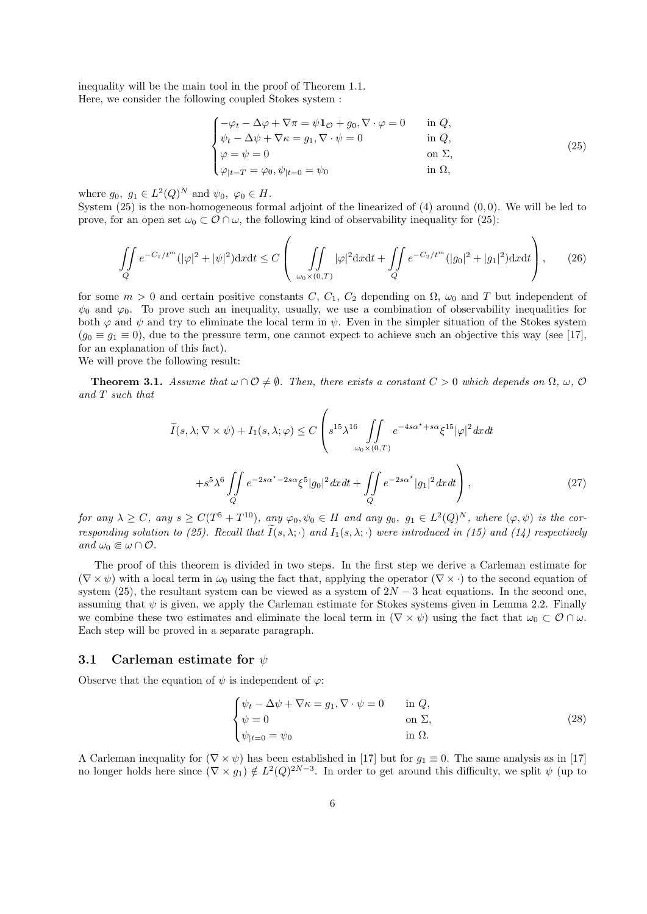inequality will be the main tool in the proof of Theorem 1.1.
Here, we consider the following coupled Stokes system :

$$
\begin{cases}
-\varphi_t - \Delta\varphi + \nabla\pi = \psi \mathbf{1}_{\mathcal{O}} + g_0, \nabla\cdot\varphi = 0 & \text{in } Q,\\
\psi_t - \Delta\psi + \nabla\kappa = g_1, \nabla\cdot\psi = 0 & \text{in } Q,\\
\varphi = \psi = 0 & \text{on } \Sigma,\\
\varphi_{|t=T} = \varphi_0, \psi_{|t=0} = \psi_0 & \text{in } \Omega,
\end{cases}
\tag{25}
$$

where $g_0,\ g_1 \in L^2(Q)^N$ and $\psi_0,\ \varphi_0 \in H$.
System (25) is the non-homogeneous formal adjoint of the linearized of (4) around $(0,0)$. We will be led to prove, for an open set $\omega_0 \subset \mathcal{O}\cap\omega$, the following kind of observability inequality for (25):

$$
\iint\limits_{Q} e^{-C_1/t^m}(|\varphi|^2 + |\psi|^2)\mathrm{d}x\mathrm{d}t \le C\left(\iint\limits_{\omega_0\times(0,T)} |\varphi|^2\mathrm{d}x\mathrm{d}t + \iint\limits_{Q} e^{-C_2/t^m}(|g_0|^2 + |g_1|^2)\mathrm{d}x\mathrm{d}t\right), \tag{26}
$$

for some $m > 0$ and certain positive constants $C,\ C_1,\ C_2$ depending on $\Omega$, $\omega_0$ and $T$ but independent of $\psi_0$ and $\varphi_0$. To prove such an inequality, usually, we use a combination of observability inequalities for both $\varphi$ and $\psi$ and try to eliminate the local term in $\psi$. Even in the simpler situation of the Stokes system ($g_0 \equiv g_1 \equiv 0$), due to the pressure term, one cannot expect to achieve such an objective this way (see [17], for an explanation of this fact).
We will prove the following result:

**Theorem 3.1.** *Assume that $\omega \cap \mathcal{O} \neq \emptyset$. Then, there exists a constant $C > 0$ which depends on $\Omega$, $\omega$, $\mathcal{O}$ and $T$ such that*

$$
\widetilde{I}(s,\lambda;\nabla\times\psi) + I_1(s,\lambda;\varphi) \le C\left(s^{15}\lambda^{16}\iint\limits_{\omega_0\times(0,T)} e^{-4s\alpha^\star + s\alpha}\xi^{15}|\varphi|^2\,dx\,dt\right.
$$

$$
\left. + s^5\lambda^6\iint\limits_{Q} e^{-2s\alpha^\star - 2s\alpha}\xi^5|g_0|^2\,dx\,dt + \iint\limits_{Q} e^{-2s\alpha^\star}|g_1|^2\,dx\,dt\right), \tag{27}
$$

*for any $\lambda \ge C$, any $s \ge C(T^5 + T^{10})$, any $\varphi_0, \psi_0 \in H$ and any $g_0,\ g_1 \in L^2(Q)^N$, where $(\varphi,\psi)$ is the corresponding solution to (25). Recall that $\widetilde{I}(s,\lambda;\cdot)$ and $I_1(s,\lambda;\cdot)$ were introduced in (15) and (14) respectively and $\omega_0 \Subset \omega\cap\mathcal{O}$.*

The proof of this theorem is divided in two steps. In the first step we derive a Carleman estimate for $(\nabla\times\psi)$ with a local term in $\omega_0$ using the fact that, applying the operator $(\nabla\times\cdot)$ to the second equation of system (25), the resultant system can be viewed as a system of $2N-3$ heat equations. In the second one, assuming that $\psi$ is given, we apply the Carleman estimate for Stokes systems given in Lemma 2.2. Finally we combine these two estimates and eliminate the local term in $(\nabla\times\psi)$ using the fact that $\omega_0 \subset \mathcal{O}\cap\omega$. Each step will be proved in a separate paragraph.

### 3.1 Carleman estimate for $\psi$

Observe that the equation of $\psi$ is independent of $\varphi$:

$$
\begin{cases}
\psi_t - \Delta\psi + \nabla\kappa = g_1, \nabla\cdot\psi = 0 & \text{in } Q,\\
\psi = 0 & \text{on } \Sigma,\\
\psi_{|t=0} = \psi_0 & \text{in } \Omega.
\end{cases}
\tag{28}
$$

A Carleman inequality for $(\nabla\times\psi)$ has been established in [17] but for $g_1 \equiv 0$. The same analysis as in [17] no longer holds here since $(\nabla\times g_1) \notin L^2(Q)^{2N-3}$. In order to get around this difficulty, we split $\psi$ (up to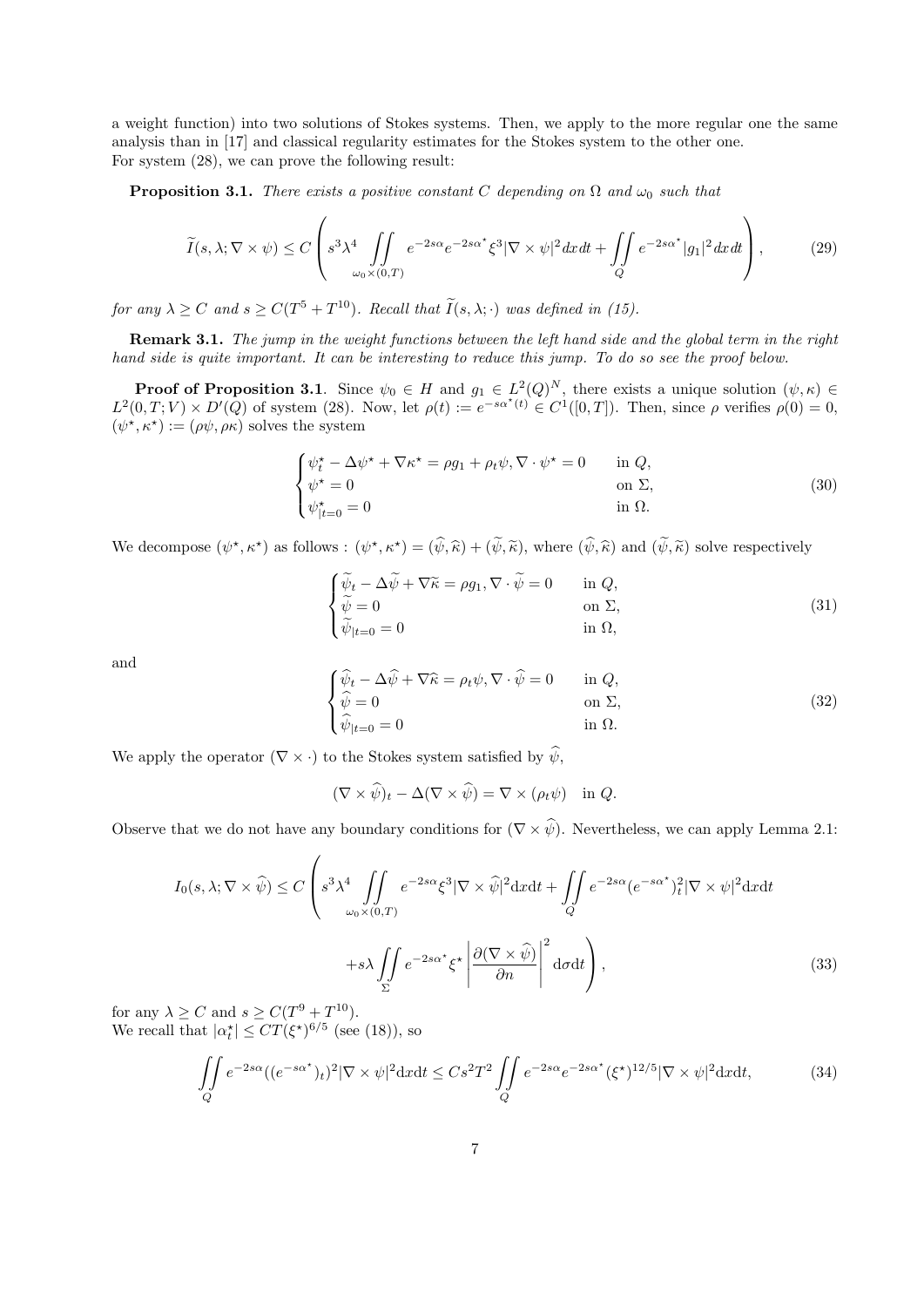a weight function) into two solutions of Stokes systems. Then, we apply to the more regular one the same analysis than in [17] and classical regularity estimates for the Stokes system to the other one.
For system (28), we can prove the following result:

**Proposition 3.1.** *There exists a positive constant $C$ depending on $\Omega$ and $\omega_0$ such that*

$$
\widetilde{I}(s,\lambda;\nabla\times\psi) \leq C\left(s^3\lambda^4 \iint\limits_{\omega_0\times(0,T)} e^{-2s\alpha}e^{-2s\alpha^\star}\xi^3|\nabla\times\psi|^2dx\,dt + \iint\limits_{Q} e^{-2s\alpha^\star}|g_1|^2dx\,dt\right), \tag{29}
$$

*for any $\lambda \geq C$ and $s \geq C(T^5+T^{10})$. Recall that $\widetilde{I}(s,\lambda;\cdot)$ was defined in (15).*

**Remark 3.1.** *The jump in the weight functions between the left hand side and the global term in the right hand side is quite important. It can be interesting to reduce this jump. To do so see the proof below.*

**Proof of Proposition 3.1**. Since $\psi_0 \in H$ and $g_1 \in L^2(Q)^N$, there exists a unique solution $(\psi,\kappa) \in L^2(0,T;V)\times D'(Q)$ of system (28). Now, let $\rho(t) := e^{-s\alpha^\star(t)} \in C^1([0,T])$. Then, since $\rho$ verifies $\rho(0)=0$, $(\psi^\star,\kappa^\star) := (\rho\psi,\rho\kappa)$ solves the system

$$
\begin{cases}
\psi^\star_t - \Delta\psi^\star + \nabla\kappa^\star = \rho g_1 + \rho_t\psi, \nabla\cdot\psi^\star = 0 & \text{in } Q,\\
\psi^\star = 0 & \text{on } \Sigma,\\
\psi^\star_{|t=0} = 0 & \text{in } \Omega.
\end{cases} \tag{30}
$$

We decompose $(\psi^\star,\kappa^\star)$ as follows : $(\psi^\star,\kappa^\star) = (\widehat{\psi},\widehat{\kappa}) + (\widetilde{\psi},\widetilde{\kappa})$, where $(\widehat{\psi},\widehat{\kappa})$ and $(\widetilde{\psi},\widetilde{\kappa})$ solve respectively

$$
\begin{cases}
\widetilde{\psi}_t - \Delta\widetilde{\psi} + \nabla\widetilde{\kappa} = \rho g_1, \nabla\cdot\widetilde{\psi} = 0 & \text{in } Q,\\
\widetilde{\psi} = 0 & \text{on } \Sigma,\\
\widetilde{\psi}_{|t=0} = 0 & \text{in } \Omega,
\end{cases} \tag{31}
$$

and

$$
\begin{cases}
\widehat{\psi}_t - \Delta\widehat{\psi} + \nabla\widehat{\kappa} = \rho_t\psi, \nabla\cdot\widehat{\psi} = 0 & \text{in } Q,\\
\widehat{\psi} = 0 & \text{on } \Sigma,\\
\widehat{\psi}_{|t=0} = 0 & \text{in } \Omega.
\end{cases} \tag{32}
$$

We apply the operator $(\nabla\times\cdot)$ to the Stokes system satisfied by $\widehat{\psi}$,

$$
(\nabla\times\widehat{\psi})_t - \Delta(\nabla\times\widehat{\psi}) = \nabla\times(\rho_t\psi) \quad \text{in } Q.
$$

Observe that we do not have any boundary conditions for $(\nabla\times\widehat{\psi})$. Nevertheless, we can apply Lemma 2.1:

$$
\begin{aligned}
I_0(s,\lambda;\nabla\times\widehat{\psi}) \leq C\Bigg(& s^3\lambda^4 \iint\limits_{\omega_0\times(0,T)} e^{-2s\alpha}\xi^3|\nabla\times\widehat{\psi}|^2\mathrm{d}x\mathrm{d}t + \iint\limits_{Q} e^{-2s\alpha}(e^{-s\alpha^\star})_t^2|\nabla\times\psi|^2\mathrm{d}x\mathrm{d}t\\
&+ s\lambda\iint\limits_{\Sigma} e^{-2s\alpha^\star}\xi^\star\left|\frac{\partial(\nabla\times\widehat{\psi})}{\partial n}\right|^2\mathrm{d}\sigma\mathrm{d}t\Bigg),
\end{aligned} \tag{33}
$$

for any $\lambda \geq C$ and $s \geq C(T^9+T^{10})$.
We recall that $|\alpha^\star_t| \leq CT(\xi^\star)^{6/5}$ (see (18)), so

$$
\iint\limits_{Q} e^{-2s\alpha}((e^{-s\alpha^\star})_t)^2|\nabla\times\psi|^2\mathrm{d}x\mathrm{d}t \leq Cs^2T^2\iint\limits_{Q} e^{-2s\alpha}e^{-2s\alpha^\star}(\xi^\star)^{12/5}|\nabla\times\psi|^2\mathrm{d}x\mathrm{d}t, \tag{34}
$$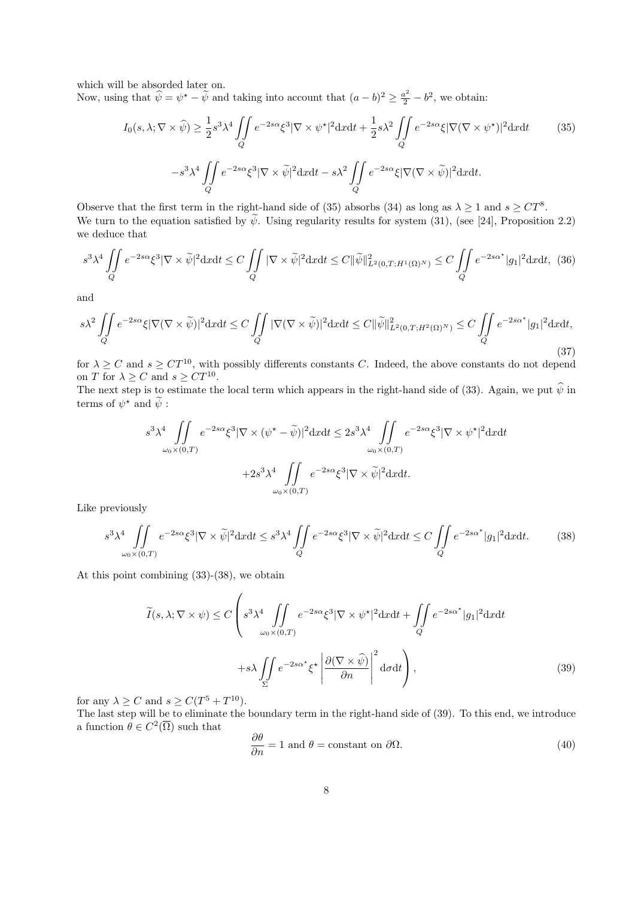which will be absorbed later on.
Now, using that $\widehat{\psi} = \psi^\star - \widetilde{\psi}$ and taking into account that $(a-b)^2 \geq \frac{a^2}{2} - b^2$, we obtain:

$$
I_0(s,\lambda;\nabla\times\widehat{\psi}) \geq \frac{1}{2}s^3\lambda^4 \iint_Q e^{-2s\alpha}\xi^3|\nabla\times\psi^\star|^2 \mathrm{d}x\mathrm{d}t + \frac{1}{2}s\lambda^2 \iint_Q e^{-2s\alpha}\xi|\nabla(\nabla\times\psi^\star)|^2 \mathrm{d}x\mathrm{d}t \tag{35}
$$

$$
-s^3\lambda^4 \iint_Q e^{-2s\alpha}\xi^3|\nabla\times\widetilde{\psi}|^2 \mathrm{d}x\mathrm{d}t - s\lambda^2 \iint_Q e^{-2s\alpha}\xi|\nabla(\nabla\times\widetilde{\psi})|^2 \mathrm{d}x\mathrm{d}t.
$$

Observe that the first term in the right-hand side of (35) absorbs (34) as long as $\lambda \geq 1$ and $s \geq CT^8$.
We turn to the equation satisfied by $\widetilde{\psi}$. Using regularity results for system (31), (see [24], Proposition 2.2) we deduce that

$$
s^3\lambda^4 \iint_Q e^{-2s\alpha}\xi^3|\nabla\times\widetilde{\psi}|^2 \mathrm{d}x\mathrm{d}t \leq C\iint_Q |\nabla\times\widetilde{\psi}|^2 \mathrm{d}x\mathrm{d}t \leq C\|\widetilde{\psi}\|^2_{L^2(0,T;H^1(\Omega)^N)} \leq C\iint_Q e^{-2s\alpha^\star}|g_1|^2 \mathrm{d}x\mathrm{d}t, \tag{36}
$$

and

$$
s\lambda^2 \iint_Q e^{-2s\alpha}\xi|\nabla(\nabla\times\widetilde{\psi})|^2 \mathrm{d}x\mathrm{d}t \leq C\iint_Q |\nabla(\nabla\times\widetilde{\psi})|^2 \mathrm{d}x\mathrm{d}t \leq C\|\widetilde{\psi}\|^2_{L^2(0,T;H^2(\Omega)^N)} \leq C\iint_Q e^{-2s\alpha^\star}|g_1|^2 \mathrm{d}x\mathrm{d}t, \tag{37}
$$

for $\lambda \geq C$ and $s \geq CT^{10}$, with possibly differents constants $C$. Indeed, the above constants do not depend on $T$ for $\lambda \geq C$ and $s \geq CT^{10}$.
The next step is to estimate the local term which appears in the right-hand side of (33). Again, we put $\widehat{\psi}$ in terms of $\psi^\star$ and $\widetilde{\psi}$ :

$$
s^3\lambda^4 \iint_{\omega_0\times(0,T)} e^{-2s\alpha}\xi^3|\nabla\times(\psi^\star-\widetilde{\psi})|^2 \mathrm{d}x\mathrm{d}t \leq 2s^3\lambda^4 \iint_{\omega_0\times(0,T)} e^{-2s\alpha}\xi^3|\nabla\times\psi^\star|^2 \mathrm{d}x\mathrm{d}t
$$

$$
+2s^3\lambda^4 \iint_{\omega_0\times(0,T)} e^{-2s\alpha}\xi^3|\nabla\times\widetilde{\psi}|^2 \mathrm{d}x\mathrm{d}t.
$$

Like previously

$$
s^3\lambda^4 \iint_{\omega_0\times(0,T)} e^{-2s\alpha}\xi^3|\nabla\times\widetilde{\psi}|^2 \mathrm{d}x\mathrm{d}t \leq s^3\lambda^4 \iint_Q e^{-2s\alpha}\xi^3|\nabla\times\widetilde{\psi}|^2 \mathrm{d}x\mathrm{d}t \leq C\iint_Q e^{-2s\alpha^\star}|g_1|^2 \mathrm{d}x\mathrm{d}t. \tag{38}
$$

At this point combining (33)-(38), we obtain

$$
\widetilde{I}(s,\lambda;\nabla\times\psi) \leq C\left( s^3\lambda^4 \iint_{\omega_0\times(0,T)} e^{-2s\alpha}\xi^3|\nabla\times\psi^\star|^2 \mathrm{d}x\mathrm{d}t + \iint_Q e^{-2s\alpha^\star}|g_1|^2 \mathrm{d}x\mathrm{d}t \right.
$$

$$
\left. + s\lambda \iint_\Sigma e^{-2s\alpha^\star}\xi^\star \left| \frac{\partial(\nabla\times\widehat{\psi})}{\partial n} \right|^2 \mathrm{d}\sigma\mathrm{d}t \right), \tag{39}
$$

for any $\lambda \geq C$ and $s \geq C(T^5 + T^{10})$.
The last step will be to eliminate the boundary term in the right-hand side of (39). To this end, we introduce a function $\theta \in C^2(\overline{\Omega})$ such that

$$
\frac{\partial\theta}{\partial n} = 1 \text{ and } \theta = \text{constant on } \partial\Omega. \tag{40}
$$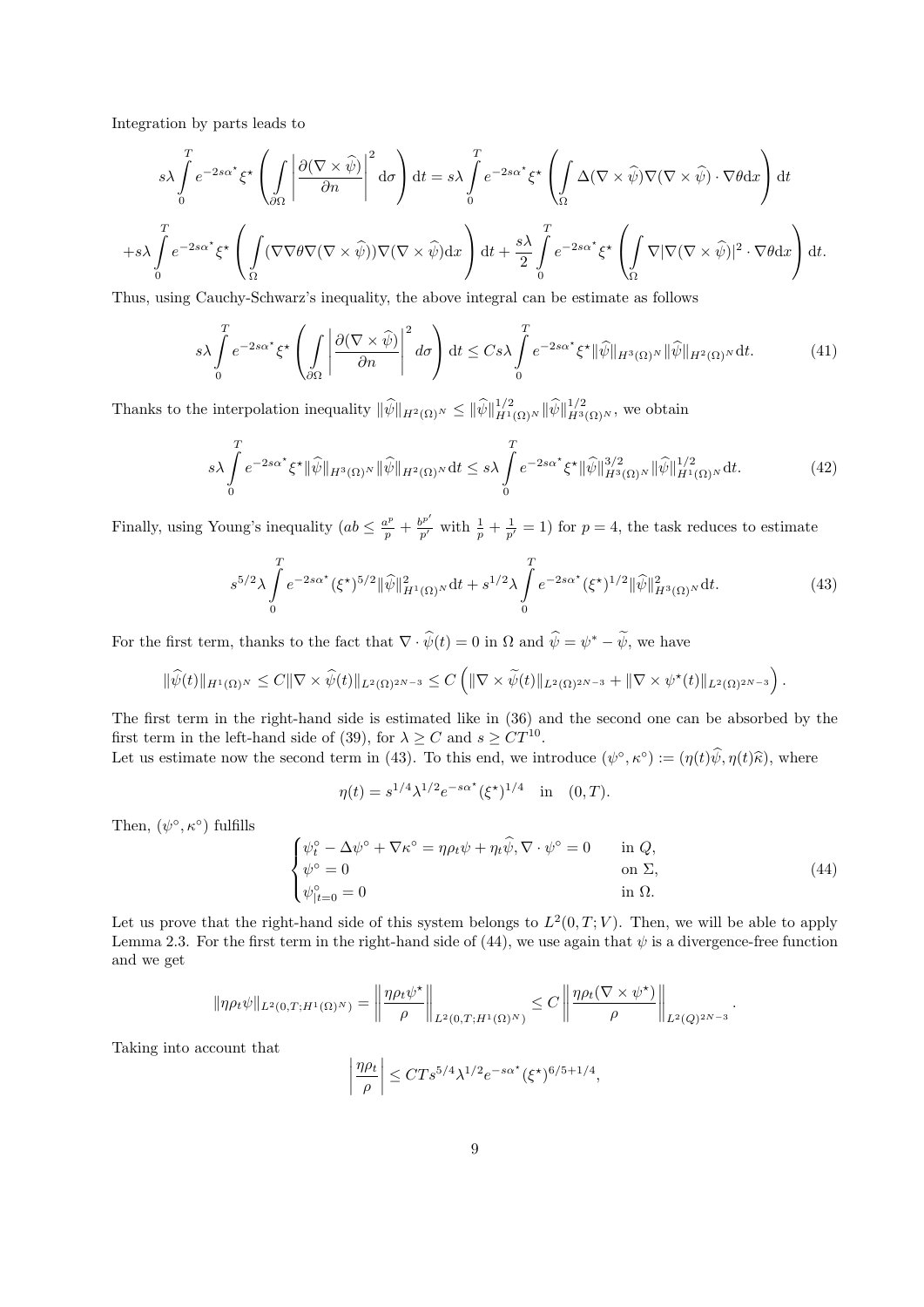Integration by parts leads to

$$
s\lambda \int_0^T e^{-2s\alpha^\star} \xi^\star \left( \int_{\partial\Omega} \left| \frac{\partial(\nabla \times \widehat{\psi})}{\partial n} \right|^2 \mathrm{d}\sigma \right) \mathrm{d}t = s\lambda \int_0^T e^{-2s\alpha^\star} \xi^\star \left( \int_\Omega \Delta(\nabla \times \widehat{\psi}) \nabla(\nabla \times \widehat{\psi}) \cdot \nabla\theta \mathrm{d}x \right) \mathrm{d}t
$$

$$
+ s\lambda \int_0^T e^{-2s\alpha^\star} \xi^\star \left( \int_\Omega (\nabla\nabla\theta \nabla(\nabla \times \widehat{\psi})) \nabla(\nabla \times \widehat{\psi}) \mathrm{d}x \right) \mathrm{d}t + \frac{s\lambda}{2} \int_0^T e^{-2s\alpha^\star} \xi^\star \left( \int_\Omega \nabla |\nabla(\nabla \times \widehat{\psi})|^2 \cdot \nabla\theta \mathrm{d}x \right) \mathrm{d}t.
$$

Thus, using Cauchy-Schwarz's inequality, the above integral can be estimate as follows

$$
s\lambda \int_0^T e^{-2s\alpha^\star} \xi^\star \left( \int_{\partial\Omega} \left| \frac{\partial(\nabla \times \widehat{\psi})}{\partial n} \right|^2 d\sigma \right) \mathrm{d}t \leq Cs\lambda \int_0^T e^{-2s\alpha^\star} \xi^\star \|\widehat{\psi}\|_{H^3(\Omega)^N} \|\widehat{\psi}\|_{H^2(\Omega)^N} \mathrm{d}t. \tag{41}
$$

Thanks to the interpolation inequality $\|\widehat{\psi}\|_{H^2(\Omega)^N} \leq \|\widehat{\psi}\|^{1/2}_{H^1(\Omega)^N} \|\widehat{\psi}\|^{1/2}_{H^3(\Omega)^N}$, we obtain

$$
s\lambda \int_0^T e^{-2s\alpha^\star} \xi^\star \|\widehat{\psi}\|_{H^3(\Omega)^N} \|\widehat{\psi}\|_{H^2(\Omega)^N} \mathrm{d}t \leq s\lambda \int_0^T e^{-2s\alpha^\star} \xi^\star \|\widehat{\psi}\|^{3/2}_{H^3(\Omega)^N} \|\widehat{\psi}\|^{1/2}_{H^1(\Omega)^N} \mathrm{d}t. \tag{42}
$$

Finally, using Young's inequality ($ab \leq \frac{a^p}{p} + \frac{b^{p'}}{p'}$ with $\frac{1}{p} + \frac{1}{p'} = 1$) for $p = 4$, the task reduces to estimate

$$
s^{5/2}\lambda \int_0^T e^{-2s\alpha^\star} (\xi^\star)^{5/2} \|\widehat{\psi}\|^2_{H^1(\Omega)^N} \mathrm{d}t + s^{1/2}\lambda \int_0^T e^{-2s\alpha^\star} (\xi^\star)^{1/2} \|\widehat{\psi}\|^2_{H^3(\Omega)^N} \mathrm{d}t. \tag{43}
$$

For the first term, thanks to the fact that $\nabla \cdot \widehat{\psi}(t) = 0$ in $\Omega$ and $\widehat{\psi} = \psi^\star - \widetilde{\psi}$, we have

$$
\|\widehat{\psi}(t)\|_{H^1(\Omega)^N} \leq C \|\nabla \times \widehat{\psi}(t)\|_{L^2(\Omega)^{2N-3}} \leq C \left( \|\nabla \times \widetilde{\psi}(t)\|_{L^2(\Omega)^{2N-3}} + \|\nabla \times \psi^\star(t)\|_{L^2(\Omega)^{2N-3}} \right).
$$

The first term in the right-hand side is estimated like in (36) and the second one can be absorbed by the first term in the left-hand side of (39), for $\lambda \geq C$ and $s \geq CT^{10}$.

Let us estimate now the second term in (43). To this end, we introduce $(\psi^\circ, \kappa^\circ) := (\eta(t)\widehat{\psi}, \eta(t)\widehat{\kappa})$, where

$$
\eta(t) = s^{1/4}\lambda^{1/2} e^{-s\alpha^\star} (\xi^\star)^{1/4} \quad \text{in} \quad (0, T).
$$

Then, $(\psi^\circ, \kappa^\circ)$ fulfills

$$
\begin{cases}
\psi^\circ_t - \Delta\psi^\circ + \nabla\kappa^\circ = \eta\rho_t\psi + \eta_t\widehat{\psi}, \nabla \cdot \psi^\circ = 0 & \text{in } Q, \\
\psi^\circ = 0 & \text{on } \Sigma, \\
\psi^\circ_{|t=0} = 0 & \text{in } \Omega.
\end{cases} \tag{44}
$$

Let us prove that the right-hand side of this system belongs to $L^2(0, T; V)$. Then, we will be able to apply Lemma 2.3. For the first term in the right-hand side of (44), we use again that $\psi$ is a divergence-free function and we get

$$
\|\eta\rho_t\psi\|_{L^2(0,T;H^1(\Omega)^N)} = \left\| \frac{\eta\rho_t\psi^\star}{\rho} \right\|_{L^2(0,T;H^1(\Omega)^N)} \leq C \left\| \frac{\eta\rho_t(\nabla \times \psi^\star)}{\rho} \right\|_{L^2(Q)^{2N-3}}.
$$

Taking into account that

$$
\left| \frac{\eta\rho_t}{\rho} \right| \leq CTs^{5/4}\lambda^{1/2} e^{-s\alpha^\star} (\xi^\star)^{6/5+1/4},
$$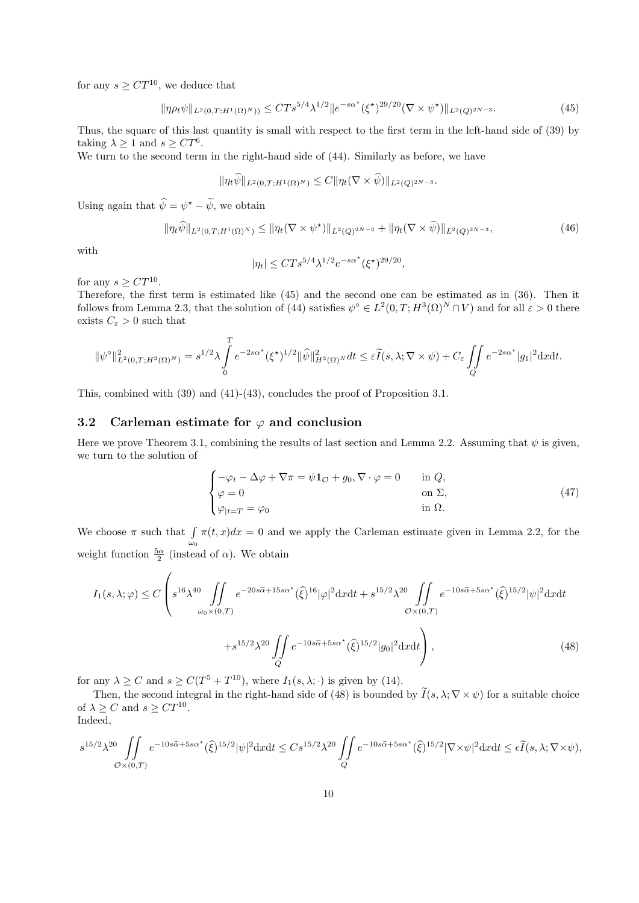for any $s \geq CT^{10}$, we deduce that

$$\|\eta \rho_t \psi\|_{L^2(0,T;H^1(\Omega)^N))} \leq CTs^{5/4}\lambda^{1/2}\|e^{-s\alpha^\star}(\xi^\star)^{29/20}(\nabla \times \psi^\star)\|_{L^2(Q)^{2N-3}}. \tag{45}$$

Thus, the square of this last quantity is small with respect to the first term in the left-hand side of (39) by taking $\lambda \geq 1$ and $s \geq CT^6$.

We turn to the second term in the right-hand side of (44). Similarly as before, we have

$$\|\eta_t \widehat{\psi}\|_{L^2(0,T;H^1(\Omega)^N)} \leq C\|\eta_t(\nabla \times \widehat{\psi})\|_{L^2(Q)^{2N-3}}.$$

Using again that $\widehat{\psi} = \psi^\star - \widetilde{\psi}$, we obtain

$$\|\eta_t \widehat{\psi}\|_{L^2(0,T;H^1(\Omega)^N)} \leq \|\eta_t(\nabla \times \psi^\star)\|_{L^2(Q)^{2N-3}} + \|\eta_t(\nabla \times \widetilde{\psi})\|_{L^2(Q)^{2N-3}}, \tag{46}$$

with

$$|\eta_t| \leq CTs^{5/4}\lambda^{1/2}e^{-s\alpha^\star}(\xi^\star)^{29/20},$$

for any $s \geq CT^{10}$.

Therefore, the first term is estimated like (45) and the second one can be estimated as in (36). Then it follows from Lemma 2.3, that the solution of (44) satisfies $\psi^\circ \in L^2(0,T;H^3(\Omega)^N \cap V)$ and for all $\varepsilon > 0$ there exists $C_\varepsilon > 0$ such that

$$\|\psi^\circ\|^2_{L^2(0,T;H^3(\Omega)^N)} = s^{1/2}\lambda \int_0^T e^{-2s\alpha^\star}(\xi^\star)^{1/2}\|\widehat{\psi}\|^2_{H^3(\Omega)^N}dt \leq \varepsilon \widetilde{I}(s,\lambda;\nabla \times \psi) + C_\varepsilon \iint_Q e^{-2s\alpha^\star}|g_1|^2 \mathrm{d}x\mathrm{d}t.$$

This, combined with (39) and (41)-(43), concludes the proof of Proposition 3.1.

### 3.2 Carleman estimate for $\varphi$ and conclusion

Here we prove Theorem 3.1, combining the results of last section and Lemma 2.2. Assuming that $\psi$ is given, we turn to the solution of

$$\begin{cases} -\varphi_t - \Delta\varphi + \nabla\pi = \psi \mathbf{1}_{\mathcal{O}} + g_0, \nabla \cdot \varphi = 0 & \text{in } Q, \\ \varphi = 0 & \text{on } \Sigma, \\ \varphi_{|t=T} = \varphi_0 & \text{in } \Omega. \end{cases} \tag{47}$$

We choose $\pi$ such that $\int_{\omega_0} \pi(t,x)dx = 0$ and we apply the Carleman estimate given in Lemma 2.2, for the weight function $\frac{5\alpha}{2}$ (instead of $\alpha$). We obtain

$$I_1(s,\lambda;\varphi) \leq C\left(s^{16}\lambda^{40}\iint_{\omega_0\times(0,T)} e^{-20s\widehat{\alpha}+15s\alpha^\star}(\widehat{\xi})^{16}|\varphi|^2\mathrm{d}x\mathrm{d}t + s^{15/2}\lambda^{20}\iint_{\mathcal{O}\times(0,T)} e^{-10s\widehat{\alpha}+5s\alpha^\star}(\widehat{\xi})^{15/2}|\psi|^2\mathrm{d}x\mathrm{d}t \right.$$
$$\left. + s^{15/2}\lambda^{20}\iint_Q e^{-10s\widehat{\alpha}+5s\alpha^\star}(\widehat{\xi})^{15/2}|g_0|^2\mathrm{d}x\mathrm{d}t\right), \tag{48}$$

for any $\lambda \geq C$ and $s \geq C(T^5 + T^{10})$, where $I_1(s,\lambda;\cdot)$ is given by (14).

Then, the second integral in the right-hand side of (48) is bounded by $\widetilde{I}(s,\lambda;\nabla \times \psi)$ for a suitable choice of $\lambda \geq C$ and $s \geq CT^{10}$.

Indeed,

$$s^{15/2}\lambda^{20}\iint_{\mathcal{O}\times(0,T)} e^{-10s\widehat{\alpha}+5s\alpha^\star}(\widehat{\xi})^{15/2}|\psi|^2\mathrm{d}x\mathrm{d}t \leq Cs^{15/2}\lambda^{20}\iint_Q e^{-10s\widehat{\alpha}+5s\alpha^\star}(\widehat{\xi})^{15/2}|\nabla\times\psi|^2\mathrm{d}x\mathrm{d}t \leq \epsilon\widetilde{I}(s,\lambda;\nabla\times\psi),$$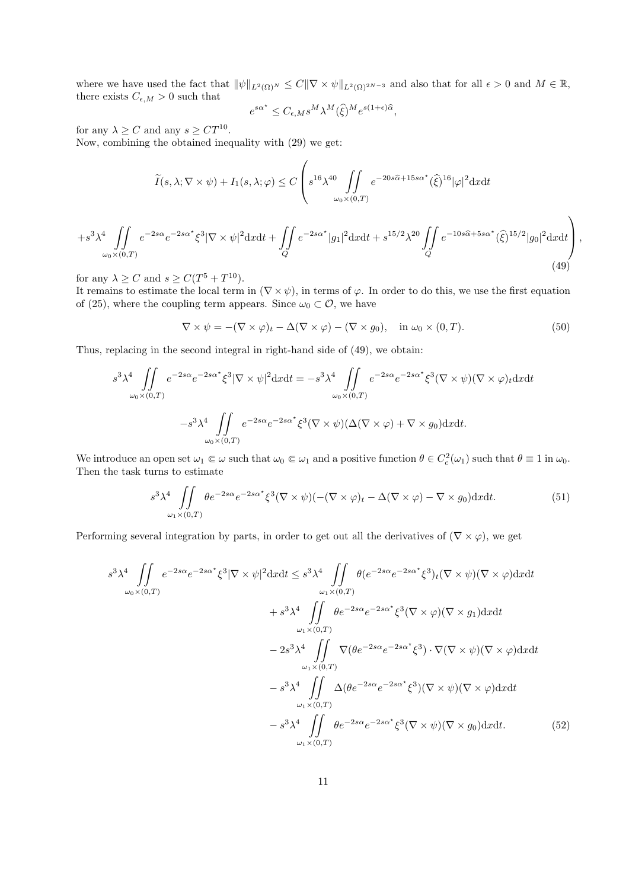where we have used the fact that $\|\psi\|_{L^2(\Omega)^N} \leq C\|\nabla \times \psi\|_{L^2(\Omega)^{2N-3}}$ and also that for all $\epsilon > 0$ and $M \in \mathbb{R}$, there exists $C_{\epsilon,M} > 0$ such that

$$
e^{s\alpha^\star} \leq C_{\epsilon,M} s^M \lambda^M (\widehat{\xi})^M e^{s(1+\epsilon)\widehat{\alpha}},
$$

for any $\lambda \geq C$ and any $s \geq CT^{10}$.
Now, combining the obtained inequality with (29) we get:

$$
\widetilde{I}(s,\lambda;\nabla \times \psi) + I_1(s,\lambda;\varphi) \leq C \left( s^{16}\lambda^{40} \iint\limits_{\omega_0 \times (0,T)} e^{-20s\widehat{\alpha}+15s\alpha^\star} (\widehat{\xi})^{16} |\varphi|^2 \mathrm{d}x\mathrm{d}t \right.
$$

$$
\left. + s^3\lambda^4 \iint\limits_{\omega_0 \times (0,T)} e^{-2s\alpha} e^{-2s\alpha^\star} \xi^3 |\nabla \times \psi|^2 \mathrm{d}x\mathrm{d}t + \iint\limits_{Q} e^{-2s\alpha^\star} |g_1|^2 \mathrm{d}x\mathrm{d}t + s^{15/2}\lambda^{20} \iint\limits_{Q} e^{-10s\widehat{\alpha}+5s\alpha^\star} (\widehat{\xi})^{15/2} |g_0|^2 \mathrm{d}x\mathrm{d}t \right), \tag{49}
$$

for any $\lambda \geq C$ and $s \geq C(T^5 + T^{10})$.
It remains to estimate the local term in $(\nabla \times \psi)$, in terms of $\varphi$. In order to do this, we use the first equation of (25), where the coupling term appears. Since $\omega_0 \subset \mathcal{O}$, we have

$$
\nabla \times \psi = -(\nabla \times \varphi)_t - \Delta(\nabla \times \varphi) - (\nabla \times g_0), \quad \text{in } \omega_0 \times (0,T). \tag{50}
$$

Thus, replacing in the second integral in right-hand side of (49), we obtain:

$$
s^3\lambda^4 \iint\limits_{\omega_0 \times (0,T)} e^{-2s\alpha} e^{-2s\alpha^\star} \xi^3 |\nabla \times \psi|^2 \mathrm{d}x\mathrm{d}t = -s^3\lambda^4 \iint\limits_{\omega_0 \times (0,T)} e^{-2s\alpha} e^{-2s\alpha^\star} \xi^3 (\nabla \times \psi)(\nabla \times \varphi)_t \mathrm{d}x\mathrm{d}t
$$

$$
-s^3\lambda^4 \iint\limits_{\omega_0 \times (0,T)} e^{-2s\alpha} e^{-2s\alpha^\star} \xi^3 (\nabla \times \psi)(\Delta(\nabla \times \varphi) + \nabla \times g_0) \mathrm{d}x\mathrm{d}t.
$$

We introduce an open set $\omega_1 \Subset \omega$ such that $\omega_0 \Subset \omega_1$ and a positive function $\theta \in C^2_c(\omega_1)$ such that $\theta \equiv 1$ in $\omega_0$. Then the task turns to estimate

$$
s^3\lambda^4 \iint\limits_{\omega_1 \times (0,T)} \theta e^{-2s\alpha} e^{-2s\alpha^\star} \xi^3 (\nabla \times \psi)(-(\nabla \times \varphi)_t - \Delta(\nabla \times \varphi) - \nabla \times g_0) \mathrm{d}x\mathrm{d}t. \tag{51}
$$

Performing several integration by parts, in order to get out all the derivatives of $(\nabla \times \varphi)$, we get

$$
\begin{aligned}
s^3\lambda^4 \iint\limits_{\omega_0 \times (0,T)} e^{-2s\alpha} e^{-2s\alpha^\star} \xi^3 |\nabla \times \psi|^2 \mathrm{d}x\mathrm{d}t \leq\; & s^3\lambda^4 \iint\limits_{\omega_1 \times (0,T)} \theta (e^{-2s\alpha} e^{-2s\alpha^\star} \xi^3)_t (\nabla \times \psi)(\nabla \times \varphi) \mathrm{d}x\mathrm{d}t \\
& + s^3\lambda^4 \iint\limits_{\omega_1 \times (0,T)} \theta e^{-2s\alpha} e^{-2s\alpha^\star} \xi^3 (\nabla \times \varphi)(\nabla \times g_1) \mathrm{d}x\mathrm{d}t \\
& - 2s^3\lambda^4 \iint\limits_{\omega_1 \times (0,T)} \nabla(\theta e^{-2s\alpha} e^{-2s\alpha^\star} \xi^3) \cdot \nabla(\nabla \times \psi)(\nabla \times \varphi) \mathrm{d}x\mathrm{d}t \\
& - s^3\lambda^4 \iint\limits_{\omega_1 \times (0,T)} \Delta(\theta e^{-2s\alpha} e^{-2s\alpha^\star} \xi^3)(\nabla \times \psi)(\nabla \times \varphi) \mathrm{d}x\mathrm{d}t \\
& - s^3\lambda^4 \iint\limits_{\omega_1 \times (0,T)} \theta e^{-2s\alpha} e^{-2s\alpha^\star} \xi^3 (\nabla \times \psi)(\nabla \times g_0) \mathrm{d}x\mathrm{d}t.
\end{aligned} \tag{52}
$$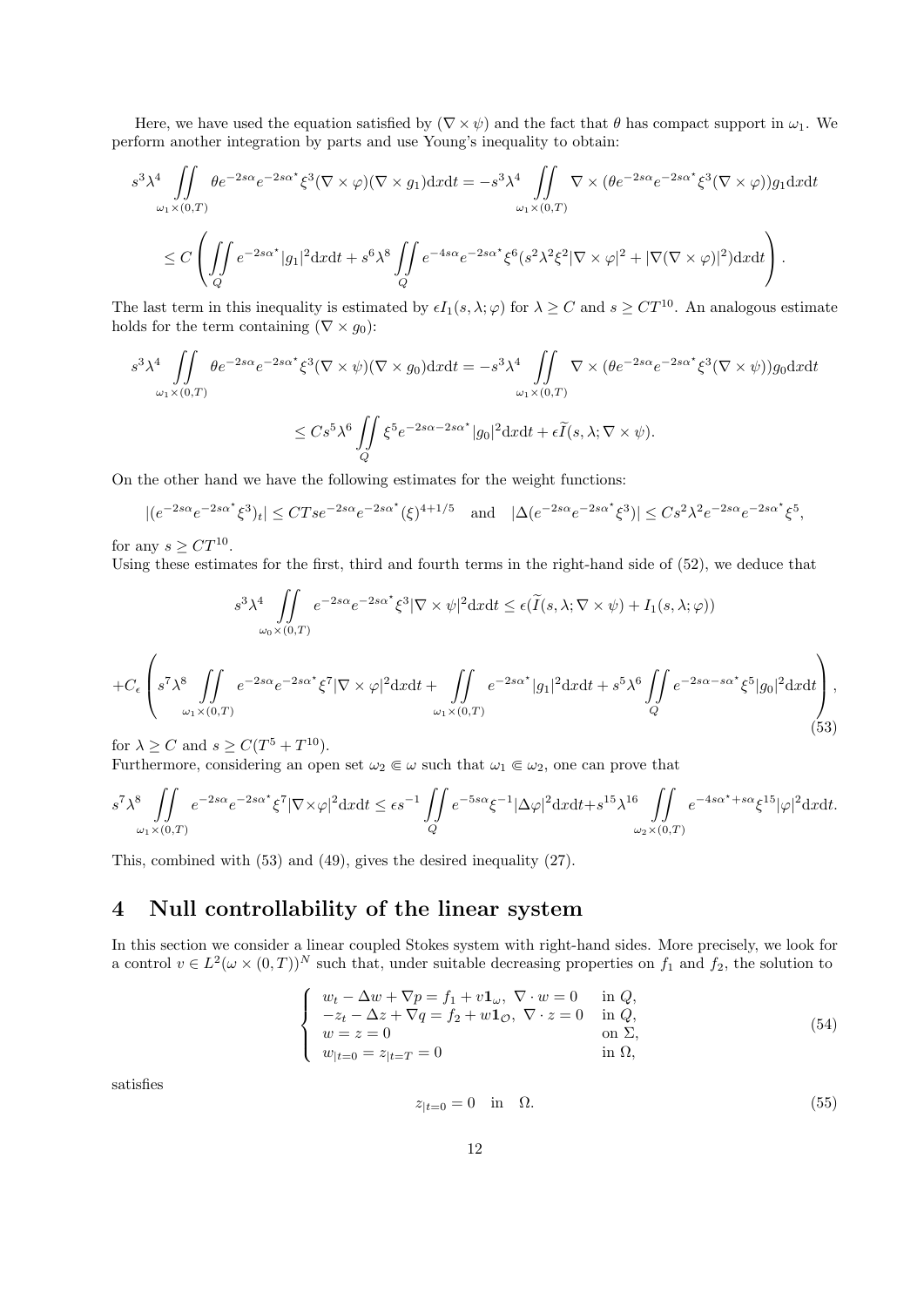Here, we have used the equation satisfied by $(\nabla \times \psi)$ and the fact that $\theta$ has compact support in $\omega_1$. We perform another integration by parts and use Young's inequality to obtain:

$$
s^3\lambda^4 \iint\limits_{\omega_1\times(0,T)} \theta e^{-2s\alpha}e^{-2s\alpha^\star}\xi^3(\nabla\times\varphi)(\nabla\times g_1)\mathrm{d}x\mathrm{d}t = -s^3\lambda^4 \iint\limits_{\omega_1\times(0,T)} \nabla\times(\theta e^{-2s\alpha}e^{-2s\alpha^\star}\xi^3(\nabla\times\varphi))g_1\mathrm{d}x\mathrm{d}t
$$

$$
\leq C\left(\iint\limits_Q e^{-2s\alpha^\star}|g_1|^2\mathrm{d}x\mathrm{d}t + s^6\lambda^8\iint\limits_Q e^{-4s\alpha}e^{-2s\alpha^\star}\xi^6(s^2\lambda^2\xi^2|\nabla\times\varphi|^2 + |\nabla(\nabla\times\varphi)|^2)\mathrm{d}x\mathrm{d}t\right).
$$

The last term in this inequality is estimated by $\epsilon I_1(s,\lambda;\varphi)$ for $\lambda \geq C$ and $s \geq CT^{10}$. An analogous estimate holds for the term containing $(\nabla\times g_0)$:

$$
s^3\lambda^4 \iint\limits_{\omega_1\times(0,T)} \theta e^{-2s\alpha}e^{-2s\alpha^\star}\xi^3(\nabla\times\psi)(\nabla\times g_0)\mathrm{d}x\mathrm{d}t = -s^3\lambda^4 \iint\limits_{\omega_1\times(0,T)} \nabla\times(\theta e^{-2s\alpha}e^{-2s\alpha^\star}\xi^3(\nabla\times\psi))g_0\mathrm{d}x\mathrm{d}t
$$

$$
\leq Cs^5\lambda^6\iint\limits_Q \xi^5 e^{-2s\alpha-2s\alpha^\star}|g_0|^2\mathrm{d}x\mathrm{d}t + \epsilon\widetilde{I}(s,\lambda;\nabla\times\psi).
$$

On the other hand we have the following estimates for the weight functions:

$$
|(e^{-2s\alpha}e^{-2s\alpha^\star}\xi^3)_t| \leq CTse^{-2s\alpha}e^{-2s\alpha^\star}(\xi)^{4+1/5} \quad \text{and} \quad |\Delta(e^{-2s\alpha}e^{-2s\alpha^\star}\xi^3)| \leq Cs^2\lambda^2 e^{-2s\alpha}e^{-2s\alpha^\star}\xi^5,
$$

for any $s \geq CT^{10}$.
Using these estimates for the first, third and fourth terms in the right-hand side of (52), we deduce that

$$
s^3\lambda^4 \iint\limits_{\omega_0\times(0,T)} e^{-2s\alpha}e^{-2s\alpha^\star}\xi^3|\nabla\times\psi|^2\mathrm{d}x\mathrm{d}t \leq \epsilon(\widetilde{I}(s,\lambda;\nabla\times\psi) + I_1(s,\lambda;\varphi))
$$

$$
+C_\epsilon\left(s^7\lambda^8 \iint\limits_{\omega_1\times(0,T)} e^{-2s\alpha}e^{-2s\alpha^\star}\xi^7|\nabla\times\varphi|^2\mathrm{d}x\mathrm{d}t + \iint\limits_{\omega_1\times(0,T)} e^{-2s\alpha^\star}|g_1|^2\mathrm{d}x\mathrm{d}t + s^5\lambda^6\iint\limits_Q e^{-2s\alpha-s\alpha^\star}\xi^5|g_0|^2\mathrm{d}x\mathrm{d}t\right), \tag{53}
$$

for $\lambda \geq C$ and $s \geq C(T^5 + T^{10})$.
Furthermore, considering an open set $\omega_2 \Subset \omega$ such that $\omega_1 \Subset \omega_2$, one can prove that

$$
s^7\lambda^8 \iint\limits_{\omega_1\times(0,T)} e^{-2s\alpha}e^{-2s\alpha^\star}\xi^7|\nabla\times\varphi|^2\mathrm{d}x\mathrm{d}t \leq \epsilon s^{-1}\iint\limits_Q e^{-5s\alpha}\xi^{-1}|\Delta\varphi|^2\mathrm{d}x\mathrm{d}t + s^{15}\lambda^{16}\iint\limits_{\omega_2\times(0,T)} e^{-4s\alpha^\star+s\alpha}\xi^{15}|\varphi|^2\mathrm{d}x\mathrm{d}t.
$$

This, combined with (53) and (49), gives the desired inequality (27).

## 4 Null controllability of the linear system

In this section we consider a linear coupled Stokes system with right-hand sides. More precisely, we look for a control $v \in L^2(\omega\times(0,T))^N$ such that, under suitable decreasing properties on $f_1$ and $f_2$, the solution to

$$
\begin{cases}
w_t - \Delta w + \nabla p = f_1 + v\mathbf{1}_\omega,\ \nabla\cdot w = 0 & \text{in } Q,\\
-z_t - \Delta z + \nabla q = f_2 + w\mathbf{1}_\mathcal{O},\ \nabla\cdot z = 0 & \text{in } Q,\\
w = z = 0 & \text{on } \Sigma,\\
w_{|t=0} = z_{|t=T} = 0 & \text{in } \Omega,
\end{cases} \tag{54}
$$

satisfies

$$
z_{|t=0} = 0 \quad \text{in} \quad \Omega. \tag{55}
$$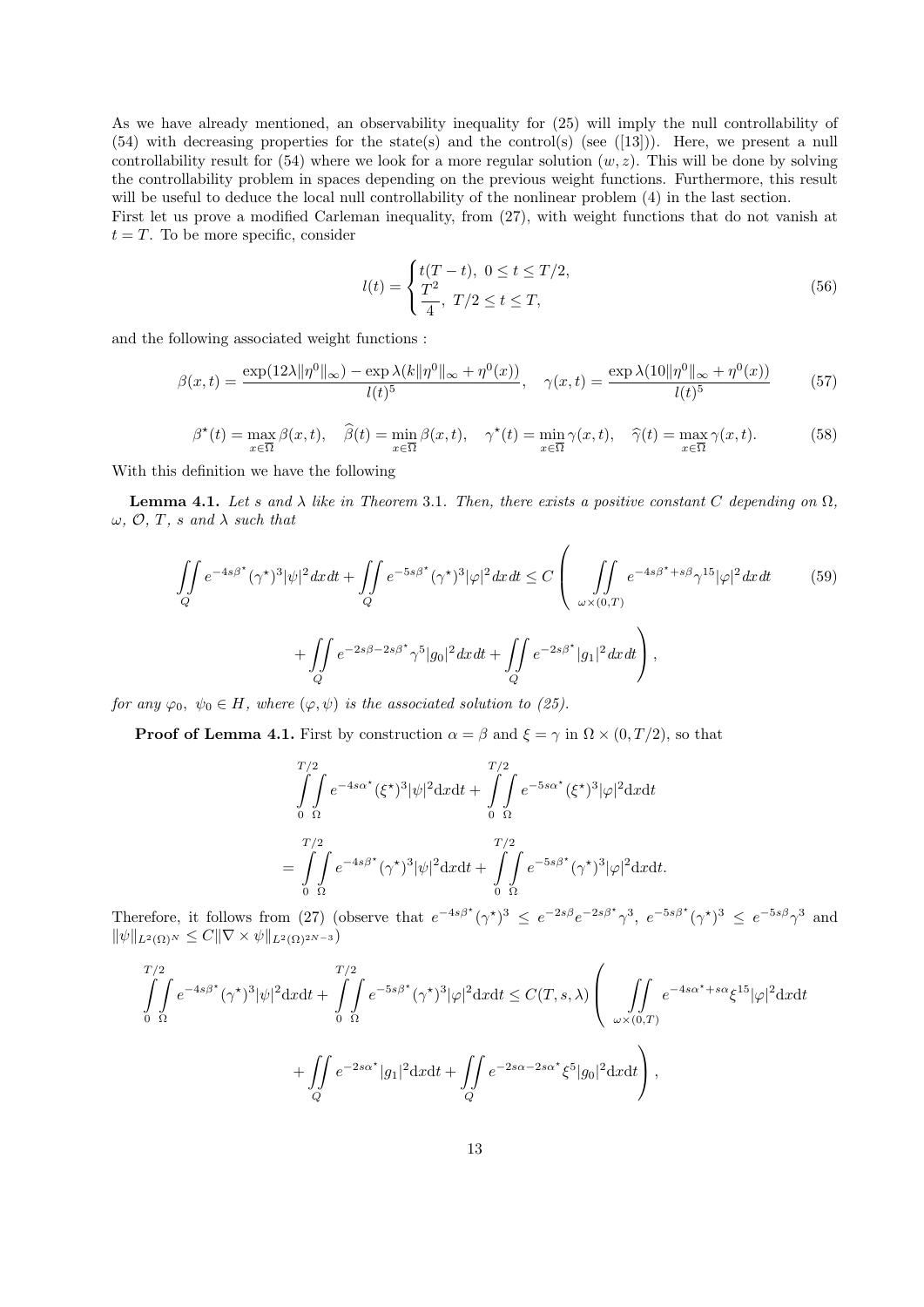As we have already mentioned, an observability inequality for (25) will imply the null controllability of (54) with decreasing properties for the state(s) and the control(s) (see ([13])). Here, we present a null controllability result for (54) where we look for a more regular solution $(w, z)$. This will be done by solving the controllability problem in spaces depending on the previous weight functions. Furthermore, this result will be useful to deduce the local null controllability of the nonlinear problem (4) in the last section.
First let us prove a modified Carleman inequality, from (27), with weight functions that do not vanish at $t = T$. To be more specific, consider

$$
l(t) = \begin{cases} t(T-t), \ 0 \le t \le T/2, \\ \dfrac{T^2}{4}, \ T/2 \le t \le T, \end{cases} \tag{56}
$$

and the following associated weight functions :

$$
\beta(x,t) = \frac{\exp(12\lambda\|\eta^0\|_\infty) - \exp\lambda(k\|\eta^0\|_\infty + \eta^0(x))}{l(t)^5}, \quad \gamma(x,t) = \frac{\exp\lambda(10\|\eta^0\|_\infty + \eta^0(x))}{l(t)^5} \tag{57}
$$

$$
\beta^\star(t) = \max_{x\in\overline{\Omega}} \beta(x,t), \quad \widehat{\beta}(t) = \min_{x\in\overline{\Omega}} \beta(x,t), \quad \gamma^\star(t) = \min_{x\in\overline{\Omega}} \gamma(x,t), \quad \widehat{\gamma}(t) = \max_{x\in\overline{\Omega}} \gamma(x,t). \tag{58}
$$

With this definition we have the following

**Lemma 4.1.** *Let $s$ and $\lambda$ like in Theorem 3.1. Then, there exists a positive constant $C$ depending on $\Omega$, $\omega$, $\mathcal{O}$, $T$, $s$ and $\lambda$ such that*

$$
\iint\limits_Q e^{-4s\beta^\star}(\gamma^\star)^3|\psi|^2dxdt + \iint\limits_Q e^{-5s\beta^\star}(\gamma^\star)^3|\varphi|^2dxdt \le C\left(\iint\limits_{\omega\times(0,T)} e^{-4s\beta^\star+s\beta}\gamma^{15}|\varphi|^2dxdt \right. \tag{59}
$$

$$
\left. + \iint\limits_Q e^{-2s\beta-2s\beta^\star}\gamma^5|g_0|^2dxdt + \iint\limits_Q e^{-2s\beta^\star}|g_1|^2dxdt\right),
$$

*for any $\varphi_0$, $\psi_0 \in H$, where $(\varphi,\psi)$ is the associated solution to (25).*

**Proof of Lemma 4.1.** First by construction $\alpha = \beta$ and $\xi = \gamma$ in $\Omega\times(0,T/2)$, so that

$$
\int_0^{T/2}\!\!\int_\Omega e^{-4s\alpha^\star}(\xi^\star)^3|\psi|^2\mathrm{d}x\mathrm{d}t + \int_0^{T/2}\!\!\int_\Omega e^{-5s\alpha^\star}(\xi^\star)^3|\varphi|^2\mathrm{d}x\mathrm{d}t
$$

$$
= \int_0^{T/2}\!\!\int_\Omega e^{-4s\beta^\star}(\gamma^\star)^3|\psi|^2\mathrm{d}x\mathrm{d}t + \int_0^{T/2}\!\!\int_\Omega e^{-5s\beta^\star}(\gamma^\star)^3|\varphi|^2\mathrm{d}x\mathrm{d}t.
$$

Therefore, it follows from (27) (observe that $e^{-4s\beta^\star}(\gamma^\star)^3 \le e^{-2s\beta}e^{-2s\beta^\star}\gamma^3$, $e^{-5s\beta^\star}(\gamma^\star)^3 \le e^{-5s\beta}\gamma^3$ and $\|\psi\|_{L^2(\Omega)^N} \le C\|\nabla\times\psi\|_{L^2(\Omega)^{2N-3}}$)

$$
\int_0^{T/2}\!\!\int_\Omega e^{-4s\beta^\star}(\gamma^\star)^3|\psi|^2\mathrm{d}x\mathrm{d}t + \int_0^{T/2}\!\!\int_\Omega e^{-5s\beta^\star}(\gamma^\star)^3|\varphi|^2\mathrm{d}x\mathrm{d}t \le C(T,s,\lambda)\left(\iint\limits_{\omega\times(0,T)} e^{-4s\alpha^\star+s\alpha}\xi^{15}|\varphi|^2\mathrm{d}x\mathrm{d}t\right.
$$

$$
\left. + \iint\limits_Q e^{-2s\alpha^\star}|g_1|^2\mathrm{d}x\mathrm{d}t + \iint\limits_Q e^{-2s\alpha-2s\alpha^\star}\xi^5|g_0|^2\mathrm{d}x\mathrm{d}t\right),
$$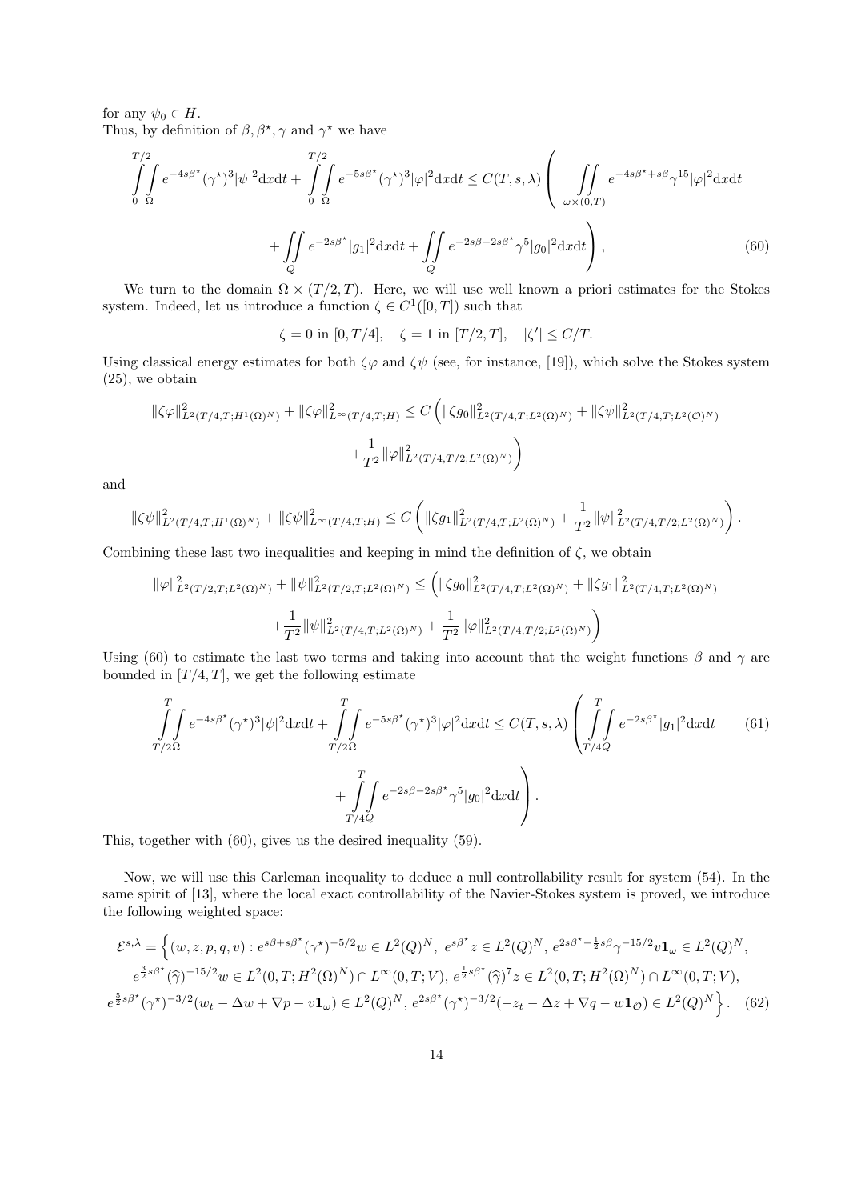for any $\psi_0 \in H$.
Thus, by definition of $\beta, \beta^\star, \gamma$ and $\gamma^\star$ we have

$$
\int_0^{T/2}\!\!\int_\Omega e^{-4s\beta^\star}(\gamma^\star)^3|\psi|^2 \mathrm{d}x\mathrm{d}t + \int_0^{T/2}\!\!\int_\Omega e^{-5s\beta^\star}(\gamma^\star)^3|\varphi|^2 \mathrm{d}x\mathrm{d}t \leq C(T,s,\lambda)\left( \iint_{\omega\times(0,T)} e^{-4s\beta^\star + s\beta}\gamma^{15}|\varphi|^2\mathrm{d}x\mathrm{d}t \right.
$$

$$
\left. + \iint_Q e^{-2s\beta^\star}|g_1|^2\mathrm{d}x\mathrm{d}t + \iint_Q e^{-2s\beta - 2s\beta^\star}\gamma^5|g_0|^2\mathrm{d}x\mathrm{d}t \right), \tag{60}
$$

We turn to the domain $\Omega\times(T/2,T)$. Here, we will use well known a priori estimates for the Stokes system. Indeed, let us introduce a function $\zeta \in C^1([0,T])$ such that

$$
\zeta = 0 \text{ in } [0,T/4], \quad \zeta = 1 \text{ in } [T/2,T], \quad |\zeta'| \leq C/T.
$$

Using classical energy estimates for both $\zeta\varphi$ and $\zeta\psi$ (see, for instance, [19]), which solve the Stokes system (25), we obtain

$$
\|\zeta\varphi\|^2_{L^2(T/4,T;H^1(\Omega)^N)} + \|\zeta\varphi\|^2_{L^\infty(T/4,T;H)} \leq C\left( \|\zeta g_0\|^2_{L^2(T/4,T;L^2(\Omega)^N)} + \|\zeta\psi\|^2_{L^2(T/4,T;L^2(\mathcal{O})^N)} \right.
$$

$$
\left. + \frac{1}{T^2}\|\varphi\|^2_{L^2(T/4,T/2;L^2(\Omega)^N)} \right)
$$

and

$$
\|\zeta\psi\|^2_{L^2(T/4,T;H^1(\Omega)^N)} + \|\zeta\psi\|^2_{L^\infty(T/4,T;H)} \leq C\left( \|\zeta g_1\|^2_{L^2(T/4,T;L^2(\Omega)^N)} + \frac{1}{T^2}\|\psi\|^2_{L^2(T/4,T/2;L^2(\Omega)^N)} \right).
$$

Combining these last two inequalities and keeping in mind the definition of $\zeta$, we obtain

$$
\|\varphi\|^2_{L^2(T/2,T;L^2(\Omega)^N)} + \|\psi\|^2_{L^2(T/2,T;L^2(\Omega)^N)} \leq \left( \|\zeta g_0\|^2_{L^2(T/4,T;L^2(\Omega)^N)} + \|\zeta g_1\|^2_{L^2(T/4,T;L^2(\Omega)^N)} \right.
$$

$$
\left. + \frac{1}{T^2}\|\psi\|^2_{L^2(T/4,T;L^2(\Omega)^N)} + \frac{1}{T^2}\|\varphi\|^2_{L^2(T/4,T/2;L^2(\Omega)^N)} \right)
$$

Using (60) to estimate the last two terms and taking into account that the weight functions $\beta$ and $\gamma$ are bounded in $[T/4,T]$, we get the following estimate

$$
\int_{T/2}^{T}\!\!\int_\Omega e^{-4s\beta^\star}(\gamma^\star)^3|\psi|^2 \mathrm{d}x\mathrm{d}t + \int_{T/2}^{T}\!\!\int_\Omega e^{-5s\beta^\star}(\gamma^\star)^3|\varphi|^2 \mathrm{d}x\mathrm{d}t \leq C(T,s,\lambda)\left( \int_{T/4}^{T}\!\!\int_Q e^{-2s\beta^\star}|g_1|^2\mathrm{d}x\mathrm{d}t \right. \tag{61}
$$

$$
\left. + \int_{T/4}^{T}\!\!\int_Q e^{-2s\beta - 2s\beta^\star}\gamma^5|g_0|^2\mathrm{d}x\mathrm{d}t \right).
$$

This, together with (60), gives us the desired inequality (59).

Now, we will use this Carleman inequality to deduce a null controllability result for system (54). In the same spirit of [13], where the local exact controllability of the Navier-Stokes system is proved, we introduce the following weighted space:

$$
\begin{aligned}
\mathcal{E}^{s,\lambda} = \Big\{ (w,z,p,q,v) : \; & e^{s\beta + s\beta^\star}(\gamma^\star)^{-5/2}w \in L^2(Q)^N, \; e^{s\beta^\star}z \in L^2(Q)^N, \; e^{2s\beta^\star - \frac{1}{2}s\beta}\gamma^{-15/2}v\mathbf{1}_\omega \in L^2(Q)^N, \\
& e^{\frac{3}{2}s\beta^\star}(\widehat{\gamma})^{-15/2}w \in L^2(0,T;H^2(\Omega)^N)\cap L^\infty(0,T;V), \; e^{\frac{1}{2}s\beta^\star}(\widehat{\gamma})^7 z \in L^2(0,T;H^2(\Omega)^N)\cap L^\infty(0,T;V), \\
& e^{\frac{5}{2}s\beta^\star}(\gamma^\star)^{-3/2}(w_t - \Delta w + \nabla p - v\mathbf{1}_\omega) \in L^2(Q)^N, \; e^{2s\beta^\star}(\gamma^\star)^{-3/2}(-z_t - \Delta z + \nabla q - w\mathbf{1}_\mathcal{O}) \in L^2(Q)^N \Big\}.
\end{aligned} \tag{62}
$$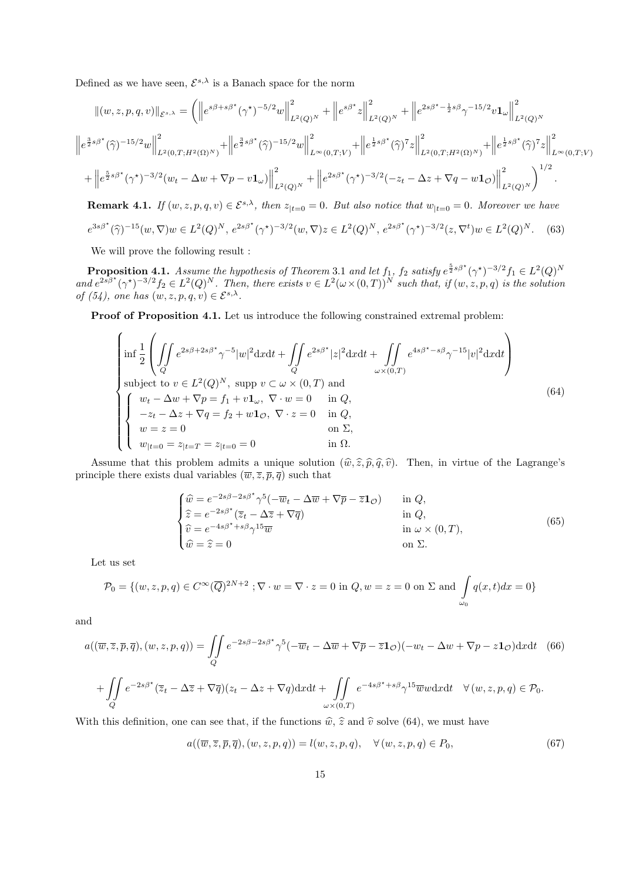Defined as we have seen, $\mathcal{E}^{s,\lambda}$ is a Banach space for the norm

$$
\|(w,z,p,q,v)\|_{\mathcal{E}^{s,\lambda}} = \Bigg( \left\| e^{s\beta+s\beta^\star}(\gamma^\star)^{-5/2} w \right\|^2_{L^2(Q)^N} + \left\| e^{s\beta^\star} z \right\|^2_{L^2(Q)^N} + \left\| e^{2s\beta^\star - \frac{1}{2}s\beta}\gamma^{-15/2} v \mathbf{1}_\omega \right\|^2_{L^2(Q)^N}
$$

$$
\left\| e^{\frac{3}{2}s\beta^\star}(\widehat{\gamma})^{-15/2} w \right\|^2_{L^2(0,T;H^2(\Omega)^N)} + \left\| e^{\frac{3}{2}s\beta^\star}(\widehat{\gamma})^{-15/2} w \right\|^2_{L^\infty(0,T;V)} + \left\| e^{\frac{1}{2}s\beta^\star}(\widehat{\gamma})^{7} z \right\|^2_{L^2(0,T;H^2(\Omega)^N)} + \left\| e^{\frac{1}{2}s\beta^\star}(\widehat{\gamma})^{7} z \right\|^2_{L^\infty(0,T;V)}
$$

$$
+ \left\| e^{\frac{5}{2}s\beta^\star}(\gamma^\star)^{-3/2}(w_t - \Delta w + \nabla p - v\mathbf{1}_\omega) \right\|^2_{L^2(Q)^N} + \left\| e^{2s\beta^\star}(\gamma^\star)^{-3/2}(-z_t - \Delta z + \nabla q - w\mathbf{1}_{\mathcal{O}}) \right\|^2_{L^2(Q)^N} \Bigg)^{1/2}.
$$

**Remark 4.1.** *If $(w,z,p,q,v) \in \mathcal{E}^{s,\lambda}$, then $z_{|t=0} = 0$. But also notice that $w_{|t=0} = 0$. Moreover we have*

$$
e^{3s\beta^\star}(\widehat{\gamma})^{-15}(w,\nabla)w \in L^2(Q)^N,\; e^{2s\beta^\star}(\gamma^\star)^{-3/2}(w,\nabla)z \in L^2(Q)^N,\; e^{2s\beta^\star}(\gamma^\star)^{-3/2}(z,\nabla^t)w \in L^2(Q)^N. \quad (63)
$$

We will prove the following result :

**Proposition 4.1.** *Assume the hypothesis of Theorem 3.1 and let $f_1$, $f_2$ satisfy $e^{\frac{5}{2}s\beta^\star}(\gamma^\star)^{-3/2}f_1 \in L^2(Q)^N$ and $e^{2s\beta^\star}(\gamma^\star)^{-3/2}f_2 \in L^2(Q)^N$. Then, there exists $v \in L^2(\omega\times(0,T))^N$ such that, if $(w,z,p,q)$ is the solution of (54), one has $(w,z,p,q,v) \in \mathcal{E}^{s,\lambda}$.*

**Proof of Proposition 4.1.** Let us introduce the following constrained extremal problem:

$$
\begin{cases}
\inf \dfrac{1}{2}\left( \displaystyle\iint_Q e^{2s\beta+2s\beta^\star}\gamma^{-5}|w|^2 \mathrm{d}x\mathrm{d}t + \iint_Q e^{2s\beta^\star}|z|^2 \mathrm{d}x\mathrm{d}t + \iint_{\omega\times(0,T)} e^{4s\beta^\star - s\beta}\gamma^{-15}|v|^2 \mathrm{d}x\mathrm{d}t \right) \\
\text{subject to } v \in L^2(Q)^N,\ \operatorname{supp} v \subset \omega\times(0,T) \text{ and} \\
\begin{cases}
w_t - \Delta w + \nabla p = f_1 + v\mathbf{1}_\omega,\ \nabla\cdot w = 0 & \text{in } Q, \\
-z_t - \Delta z + \nabla q = f_2 + w\mathbf{1}_{\mathcal{O}},\ \nabla\cdot z = 0 & \text{in } Q, \\
w = z = 0 & \text{on } \Sigma, \\
w_{|t=0} = z_{|t=T} = z_{|t=0} = 0 & \text{in } \Omega.
\end{cases}
\end{cases}
\quad (64)
$$

Assume that this problem admits a unique solution $(\widehat{w},\widehat{z},\widehat{p},\widehat{q},\widehat{v})$. Then, in virtue of the Lagrange's principle there exists dual variables $(\overline{w},\overline{z},\overline{p},\overline{q})$ such that

$$
\begin{cases}
\widehat{w} = e^{-2s\beta-2s\beta^\star}\gamma^5(-\overline{w}_t - \Delta\overline{w} + \nabla\overline{p} - \overline{z}\mathbf{1}_{\mathcal{O}}) & \text{in } Q, \\
\widehat{z} = e^{-2s\beta^\star}(\overline{z}_t - \Delta\overline{z} + \nabla\overline{q}) & \text{in } Q, \\
\widehat{v} = e^{-4s\beta^\star + s\beta}\gamma^{15}\overline{w} & \text{in } \omega\times(0,T), \\
\widehat{w} = \widehat{z} = 0 & \text{on } \Sigma.
\end{cases}
\quad (65)
$$

Let us set

$$
\mathcal{P}_0 = \{(w,z,p,q) \in C^\infty(\overline{Q})^{2N+2} \ ; \nabla\cdot w = \nabla\cdot z = 0 \text{ in } Q, w = z = 0 \text{ on } \Sigma \text{ and } \int_{\omega_0} q(x,t)dx = 0\}
$$

and

$$
a((\overline{w},\overline{z},\overline{p},\overline{q}),(w,z,p,q)) = \iint_Q e^{-2s\beta-2s\beta^\star}\gamma^5(-\overline{w}_t - \Delta\overline{w} + \nabla\overline{p} - \overline{z}\mathbf{1}_{\mathcal{O}})(-w_t - \Delta w + \nabla p - z\mathbf{1}_{\mathcal{O}})\mathrm{d}x\mathrm{d}t \quad (66)
$$

$$
+ \iint_Q e^{-2s\beta^\star}(\overline{z}_t - \Delta\overline{z} + \nabla\overline{q})(z_t - \Delta z + \nabla q)\mathrm{d}x\mathrm{d}t + \iint_{\omega\times(0,T)} e^{-4s\beta^\star + s\beta}\gamma^{15}\overline{w}w\mathrm{d}x\mathrm{d}t \quad \forall (w,z,p,q) \in \mathcal{P}_0.
$$

With this definition, one can see that, if the functions $\widehat{w}$, $\widehat{z}$ and $\widehat{v}$ solve (64), we must have

$$
a((\overline{w},\overline{z},\overline{p},\overline{q}),(w,z,p,q)) = l(w,z,p,q), \quad \forall (w,z,p,q) \in P_0, \quad (67)
$$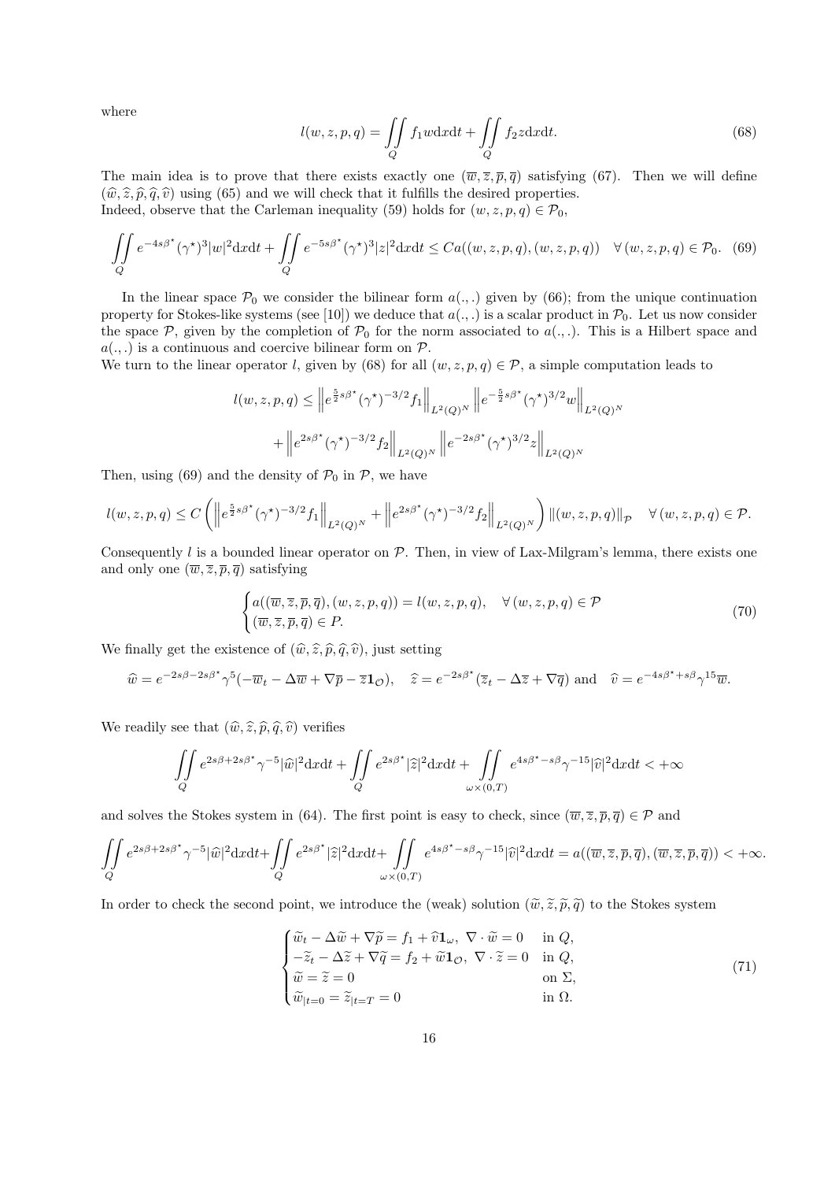where

$$l(w,z,p,q) = \iint\limits_Q f_1 w \mathrm{d}x\mathrm{d}t + \iint\limits_Q f_2 z \mathrm{d}x\mathrm{d}t. \tag{68}$$

The main idea is to prove that there exists exactly one $(\overline{w}, \overline{z}, \overline{p}, \overline{q})$ satisfying (67). Then we will define $(\widehat{w}, \widehat{z}, \widehat{p}, \widehat{q}, \widehat{v})$ using (65) and we will check that it fulfills the desired properties.
Indeed, observe that the Carleman inequality (59) holds for $(w,z,p,q) \in \mathcal{P}_0$,

$$\iint\limits_Q e^{-4s\beta^\star}(\gamma^\star)^3|w|^2\mathrm{d}x\mathrm{d}t + \iint\limits_Q e^{-5s\beta^\star}(\gamma^\star)^3|z|^2\mathrm{d}x\mathrm{d}t \leq Ca((w,z,p,q),(w,z,p,q)) \quad \forall\,(w,z,p,q) \in \mathcal{P}_0. \tag{69}$$

In the linear space $\mathcal{P}_0$ we consider the bilinear form $a(.,.)$ given by (66); from the unique continuation property for Stokes-like systems (see [10]) we deduce that $a(.,.)$ is a scalar product in $\mathcal{P}_0$. Let us now consider the space $\mathcal{P}$, given by the completion of $\mathcal{P}_0$ for the norm associated to $a(.,.)$. This is a Hilbert space and $a(.,.)$ is a continuous and coercive bilinear form on $\mathcal{P}$.
We turn to the linear operator $l$, given by (68) for all $(w,z,p,q) \in \mathcal{P}$, a simple computation leads to

$$l(w,z,p,q) \leq \left\| e^{\frac{5}{2}s\beta^\star}(\gamma^\star)^{-3/2}f_1 \right\|_{L^2(Q)^N} \left\| e^{-\frac{5}{2}s\beta^\star}(\gamma^\star)^{3/2}w \right\|_{L^2(Q)^N}$$
$$+ \left\| e^{2s\beta^\star}(\gamma^\star)^{-3/2}f_2 \right\|_{L^2(Q)^N} \left\| e^{-2s\beta^\star}(\gamma^\star)^{3/2}z \right\|_{L^2(Q)^N}$$

Then, using (69) and the density of $\mathcal{P}_0$ in $\mathcal{P}$, we have

$$l(w,z,p,q) \leq C\left( \left\| e^{\frac{5}{2}s\beta^\star}(\gamma^\star)^{-3/2}f_1 \right\|_{L^2(Q)^N} + \left\| e^{2s\beta^\star}(\gamma^\star)^{-3/2}f_2 \right\|_{L^2(Q)^N} \right) \|(w,z,p,q)\|_{\mathcal{P}} \quad \forall\,(w,z,p,q) \in \mathcal{P}.$$

Consequently $l$ is a bounded linear operator on $\mathcal{P}$. Then, in view of Lax-Milgram's lemma, there exists one and only one $(\overline{w}, \overline{z}, \overline{p}, \overline{q})$ satisfying

$$\begin{cases} a((\overline{w}, \overline{z}, \overline{p}, \overline{q}),(w,z,p,q)) = l(w,z,p,q), \quad \forall\,(w,z,p,q) \in \mathcal{P} \\ (\overline{w}, \overline{z}, \overline{p}, \overline{q}) \in P. \end{cases} \tag{70}$$

We finally get the existence of $(\widehat{w}, \widehat{z}, \widehat{p}, \widehat{q}, \widehat{v})$, just setting

$$\widehat{w} = e^{-2s\beta - 2s\beta^\star}\gamma^5(-\overline{w}_t - \Delta\overline{w} + \nabla\overline{p} - \overline{z}\mathbf{1}_{\mathcal{O}}), \quad \widehat{z} = e^{-2s\beta^\star}(\overline{z}_t - \Delta\overline{z} + \nabla\overline{q}) \text{ and } \quad \widehat{v} = e^{-4s\beta^\star + s\beta}\gamma^{15}\overline{w}.$$

We readily see that $(\widehat{w}, \widehat{z}, \widehat{p}, \widehat{q}, \widehat{v})$ verifies

$$\iint\limits_Q e^{2s\beta + 2s\beta^\star}\gamma^{-5}|\widehat{w}|^2\mathrm{d}x\mathrm{d}t + \iint\limits_Q e^{2s\beta^\star}|\widehat{z}|^2\mathrm{d}x\mathrm{d}t + \iint\limits_{\omega\times(0,T)} e^{4s\beta^\star - s\beta}\gamma^{-15}|\widehat{v}|^2\mathrm{d}x\mathrm{d}t < +\infty$$

and solves the Stokes system in (64). The first point is easy to check, since $(\overline{w}, \overline{z}, \overline{p}, \overline{q}) \in \mathcal{P}$ and

$$\iint\limits_Q e^{2s\beta + 2s\beta^\star}\gamma^{-5}|\widehat{w}|^2\mathrm{d}x\mathrm{d}t + \iint\limits_Q e^{2s\beta^\star}|\widehat{z}|^2\mathrm{d}x\mathrm{d}t + \iint\limits_{\omega\times(0,T)} e^{4s\beta^\star - s\beta}\gamma^{-15}|\widehat{v}|^2\mathrm{d}x\mathrm{d}t = a((\overline{w}, \overline{z}, \overline{p}, \overline{q}),(\overline{w}, \overline{z}, \overline{p}, \overline{q})) < +\infty.$$

In order to check the second point, we introduce the (weak) solution $(\widetilde{w}, \widetilde{z}, \widetilde{p}, \widetilde{q})$ to the Stokes system

$$\begin{cases} \widetilde{w}_t - \Delta\widetilde{w} + \nabla\widetilde{p} = f_1 + \widehat{v}\mathbf{1}_\omega,\ \nabla\cdot\widetilde{w} = 0 & \text{in } Q, \\ -\widetilde{z}_t - \Delta\widetilde{z} + \nabla\widetilde{q} = f_2 + \widetilde{w}\mathbf{1}_{\mathcal{O}},\ \nabla\cdot\widetilde{z} = 0 & \text{in } Q, \\ \widetilde{w} = \widetilde{z} = 0 & \text{on } \Sigma, \\ \widetilde{w}_{|t=0} = \widetilde{z}_{|t=T} = 0 & \text{in } \Omega. \end{cases} \tag{71}$$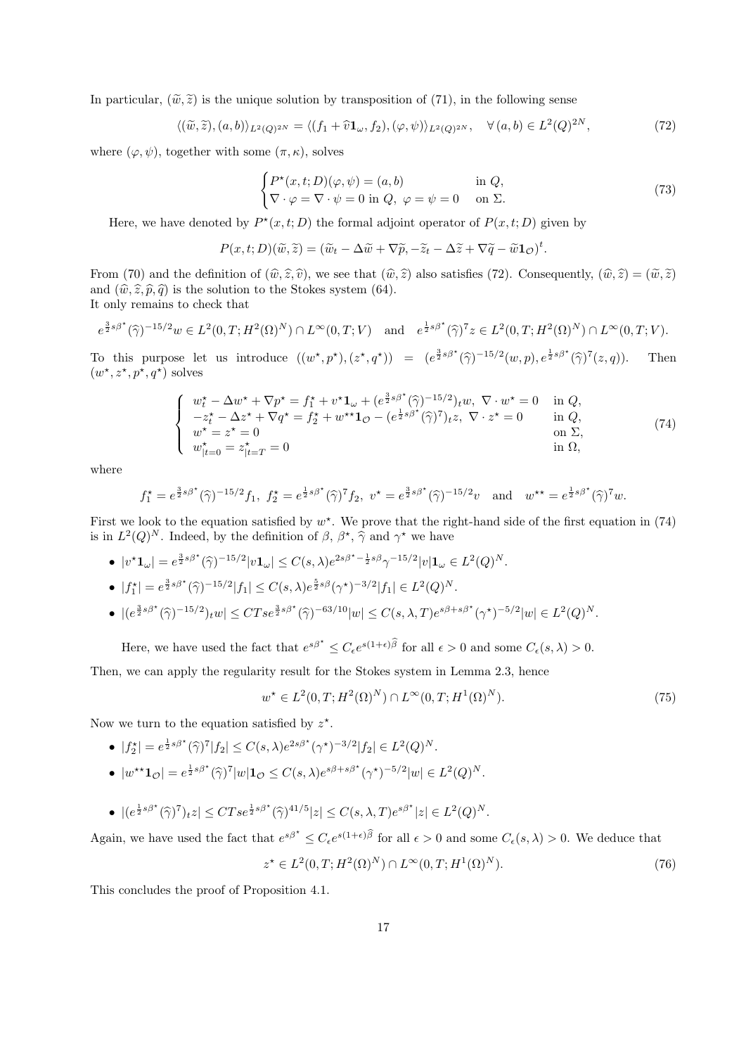In particular, $(\widetilde{w},\widetilde{z})$ is the unique solution by transposition of (71), in the following sense

$$\langle(\widetilde{w},\widetilde{z}),(a,b)\rangle_{L^2(Q)^{2N}} = \langle(f_1+\widehat{v}\mathbf{1}_\omega, f_2),(\varphi,\psi)\rangle_{L^2(Q)^{2N}}, \quad \forall\,(a,b)\in L^2(Q)^{2N}, \tag{72}$$

where $(\varphi,\psi)$, together with some $(\pi,\kappa)$, solves

$$\begin{cases} P^\star(x,t;D)(\varphi,\psi)=(a,b) & \text{in } Q,\\ \nabla\cdot\varphi=\nabla\cdot\psi=0 \text{ in } Q,\ \varphi=\psi=0 & \text{on } \Sigma. \end{cases} \tag{73}$$

Here, we have denoted by $P^\star(x,t;D)$ the formal adjoint operator of $P(x,t;D)$ given by

$$P(x,t;D)(\widetilde{w},\widetilde{z}) = (\widetilde{w}_t-\Delta\widetilde{w}+\nabla\widetilde{p}, -\widetilde{z}_t-\Delta\widetilde{z}+\nabla\widetilde{q}-\widetilde{w}\mathbf{1}_{\mathcal{O}})^t.$$

From (70) and the definition of $(\widehat{w},\widehat{z},\widehat{v})$, we see that $(\widehat{w},\widehat{z})$ also satisfies (72). Consequently, $(\widehat{w},\widehat{z})=(\widetilde{w},\widetilde{z})$ and $(\widehat{w},\widehat{z},\widehat{p},\widehat{q})$ is the solution to the Stokes system (64).
It only remains to check that

$$e^{\frac{3}{2}s\beta^\star}(\widehat{\gamma})^{-15/2}w\in L^2(0,T;H^2(\Omega)^N)\cap L^\infty(0,T;V) \quad\text{and}\quad e^{\frac{1}{2}s\beta^\star}(\widehat{\gamma})^{7}z\in L^2(0,T;H^2(\Omega)^N)\cap L^\infty(0,T;V).$$

To this purpose let us introduce $((w^\star,p^\star),(z^\star,q^\star)) = (e^{\frac{3}{2}s\beta^\star}(\widehat{\gamma})^{-15/2}(w,p), e^{\frac{1}{2}s\beta^\star}(\widehat{\gamma})^{7}(z,q))$. Then $(w^\star,z^\star,p^\star,q^\star)$ solves

$$\left\{\begin{array}{ll} w^\star_t-\Delta w^\star+\nabla p^\star = f_1^\star + v^\star\mathbf{1}_\omega + (e^{\frac{3}{2}s\beta^\star}(\widehat{\gamma})^{-15/2})_t w,\ \nabla\cdot w^\star=0 & \text{in } Q,\\ -z^\star_t-\Delta z^\star+\nabla q^\star = f_2^\star + w^{\star\star}\mathbf{1}_{\mathcal{O}} - (e^{\frac{1}{2}s\beta^\star}(\widehat{\gamma})^{7})_t z,\ \nabla\cdot z^\star=0 & \text{in } Q,\\ w^\star=z^\star=0 & \text{on } \Sigma,\\ w^\star_{|t=0}=z^\star_{|t=T}=0 & \text{in } \Omega, \end{array}\right. \tag{74}$$

where

$$f_1^\star = e^{\frac{3}{2}s\beta^\star}(\widehat{\gamma})^{-15/2}f_1,\ f_2^\star = e^{\frac{1}{2}s\beta^\star}(\widehat{\gamma})^{7}f_2,\ v^\star = e^{\frac{3}{2}s\beta^\star}(\widehat{\gamma})^{-15/2}v \quad\text{and}\quad w^{\star\star}=e^{\frac{1}{2}s\beta^\star}(\widehat{\gamma})^{7}w.$$

First we look to the equation satisfied by $w^\star$. We prove that the right-hand side of the first equation in (74) is in $L^2(Q)^N$. Indeed, by the definition of $\beta$, $\beta^\star$, $\widehat{\gamma}$ and $\gamma^\star$ we have

- $|v^\star\mathbf{1}_\omega| = e^{\frac{3}{2}s\beta^\star}(\widehat{\gamma})^{-15/2}|v\mathbf{1}_\omega| \le C(s,\lambda)e^{2s\beta^\star-\frac{1}{2}s\beta}\gamma^{-15/2}|v|\mathbf{1}_\omega \in L^2(Q)^N$.
- $|f_1^\star| = e^{\frac{3}{2}s\beta^\star}(\widehat{\gamma})^{-15/2}|f_1| \le C(s,\lambda)e^{\frac{5}{2}s\beta}(\gamma^\star)^{-3/2}|f_1| \in L^2(Q)^N$.
- $|(e^{\frac{3}{2}s\beta^\star}(\widehat{\gamma})^{-15/2})_t w| \le CTse^{\frac{3}{2}s\beta^\star}(\widehat{\gamma})^{-63/10}|w| \le C(s,\lambda,T)e^{s\beta+s\beta^\star}(\gamma^\star)^{-5/2}|w| \in L^2(Q)^N$.

Here, we have used the fact that $e^{s\beta^\star}\le C_\epsilon e^{s(1+\epsilon)\widehat{\beta}}$ for all $\epsilon>0$ and some $C_\epsilon(s,\lambda)>0$.

Then, we can apply the regularity result for the Stokes system in Lemma 2.3, hence

$$w^\star\in L^2(0,T;H^2(\Omega)^N)\cap L^\infty(0,T;H^1(\Omega)^N). \tag{75}$$

Now we turn to the equation satisfied by $z^\star$.

- $|f_2^\star| = e^{\frac{1}{2}s\beta^\star}(\widehat{\gamma})^{7}|f_2| \le C(s,\lambda)e^{2s\beta^\star}(\gamma^\star)^{-3/2}|f_2| \in L^2(Q)^N$.
- $|w^{\star\star}\mathbf{1}_{\mathcal{O}}| = e^{\frac{1}{2}s\beta^\star}(\widehat{\gamma})^{7}|w|\mathbf{1}_{\mathcal{O}} \le C(s,\lambda)e^{s\beta+s\beta^\star}(\gamma^\star)^{-5/2}|w| \in L^2(Q)^N$.
- $|(e^{\frac{1}{2}s\beta^\star}(\widehat{\gamma})^{7})_t z| \le CTse^{\frac{1}{2}s\beta^\star}(\widehat{\gamma})^{41/5}|z| \le C(s,\lambda,T)e^{s\beta^\star}|z| \in L^2(Q)^N$.

Again, we have used the fact that $e^{s\beta^\star}\le C_\epsilon e^{s(1+\epsilon)\widehat{\beta}}$ for all $\epsilon>0$ and some $C_\epsilon(s,\lambda)>0$. We deduce that

$$z^\star\in L^2(0,T;H^2(\Omega)^N)\cap L^\infty(0,T;H^1(\Omega)^N). \tag{76}$$

This concludes the proof of Proposition 4.1.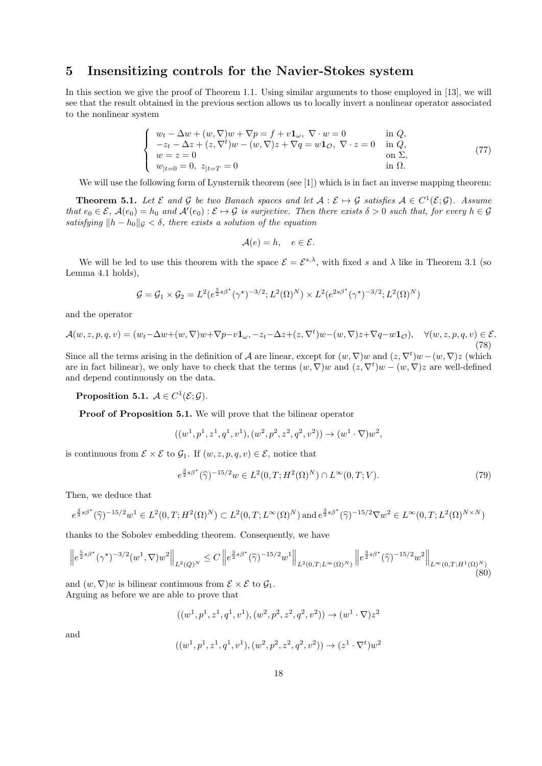# 5 Insensitizing controls for the Navier-Stokes system

In this section we give the proof of Theorem 1.1. Using similar arguments to those employed in [13], we will see that the result obtained in the previous section allows us to locally invert a nonlinear operator associated to the nonlinear system

$$
\left\{
\begin{array}{ll}
w_t - \Delta w + (w, \nabla) w + \nabla p = f + v \mathbf{1}_\omega, \ \nabla \cdot w = 0 & \text{in } Q, \\
-z_t - \Delta z + (z, \nabla^t) w - (w, \nabla) z + \nabla q = w \mathbf{1}_{\mathcal{O}}, \ \nabla \cdot z = 0 & \text{in } Q, \\
w = z = 0 & \text{on } \Sigma, \\
w_{|t=0} = 0, \ z_{|t=T} = 0 & \text{in } \Omega.
\end{array}
\right.
\tag{77}
$$

We will use the following form of Lyusternik theorem (see [1]) which is in fact an inverse mapping theorem:

**Theorem 5.1.** *Let $\mathcal{E}$ and $\mathcal{G}$ be two Banach spaces and let $\mathcal{A} : \mathcal{E} \mapsto \mathcal{G}$ satisfies $\mathcal{A} \in C^1(\mathcal{E}; \mathcal{G})$. Assume that $e_0 \in \mathcal{E}$, $\mathcal{A}(e_0) = h_0$ and $\mathcal{A}'(e_0) : \mathcal{E} \mapsto \mathcal{G}$ is surjective. Then there exists $\delta > 0$ such that, for every $h \in \mathcal{G}$ satisfying $\|h - h_0\|_{\mathcal{G}} < \delta$, there exists a solution of the equation*

$$
\mathcal{A}(e) = h, \quad e \in \mathcal{E}.
$$

We will be led to use this theorem with the space $\mathcal{E} = \mathcal{E}^{s,\lambda}$, with fixed $s$ and $\lambda$ like in Theorem 3.1 (so Lemma 4.1 holds),

$$
\mathcal{G} = \mathcal{G}_1 \times \mathcal{G}_2 = L^2(e^{\frac{5}{2}s\beta^\star}(\gamma^\star)^{-3/2}; L^2(\Omega)^N) \times L^2(e^{2s\beta^\star}(\gamma^\star)^{-3/2}; L^2(\Omega)^N)
$$

and the operator

$$
\mathcal{A}(w,z,p,q,v) = (w_t - \Delta w + (w,\nabla)w + \nabla p - v\mathbf{1}_\omega, -z_t - \Delta z + (z,\nabla^t)w - (w,\nabla)z + \nabla q - w\mathbf{1}_{\mathcal{O}}), \quad \forall (w,z,p,q,v) \in \mathcal{E}.
\tag{78}
$$

Since all the terms arising in the definition of $\mathcal{A}$ are linear, except for $(w,\nabla)w$ and $(z,\nabla^t)w - (w,\nabla)z$ (which are in fact bilinear), we only have to check that the terms $(w,\nabla)w$ and $(z,\nabla^t)w - (w,\nabla)z$ are well-defined and depend continuously on the data.

**Proposition 5.1.** $\mathcal{A} \in C^1(\mathcal{E}; \mathcal{G})$.

**Proof of Proposition 5.1.** We will prove that the bilinear operator

$$
((w^1, p^1, z^1, q^1, v^1), (w^2, p^2, z^2, q^2, v^2)) \to (w^1 \cdot \nabla) w^2,
$$

is continuous from $\mathcal{E} \times \mathcal{E}$ to $\mathcal{G}_1$. If $(w,z,p,q,v) \in \mathcal{E}$, notice that

$$
e^{\frac{3}{2}s\beta^\star}(\widehat{\gamma})^{-15/2} w \in L^2(0,T; H^2(\Omega)^N) \cap L^\infty(0,T;V).
\tag{79}
$$

Then, we deduce that

$$
e^{\frac{3}{2}s\beta^\star}(\widehat{\gamma})^{-15/2} w^1 \in L^2(0,T;H^2(\Omega)^N) \subset L^2(0,T;L^\infty(\Omega)^N) \text{ and } e^{\frac{3}{2}s\beta^\star}(\widehat{\gamma})^{-15/2} \nabla w^2 \in L^\infty(0,T;L^2(\Omega)^{N\times N})
$$

thanks to the Sobolev embedding theorem. Consequently, we have

$$
\left\| e^{\frac{5}{2}s\beta^\star}(\gamma^\star)^{-3/2}(w^1,\nabla)w^2 \right\|_{L^2(Q)^N} \le C \left\| e^{\frac{3}{2}s\beta^\star}(\widehat{\gamma})^{-15/2} w^1 \right\|_{L^2(0,T;L^\infty(\Omega)^N)} \left\| e^{\frac{3}{2}s\beta^\star}(\widehat{\gamma})^{-15/2} w^2 \right\|_{L^\infty(0,T;H^1(\Omega)^N)}
\tag{80}
$$

and $(w,\nabla)w$ is bilinear continuous from $\mathcal{E} \times \mathcal{E}$ to $\mathcal{G}_1$.
Arguing as before we are able to prove that

$$
((w^1, p^1, z^1, q^1, v^1), (w^2, p^2, z^2, q^2, v^2)) \to (w^1 \cdot \nabla) z^2
$$

and

$$
((w^1, p^1, z^1, q^1, v^1), (w^2, p^2, z^2, q^2, v^2)) \to (z^1 \cdot \nabla^t) w^2
$$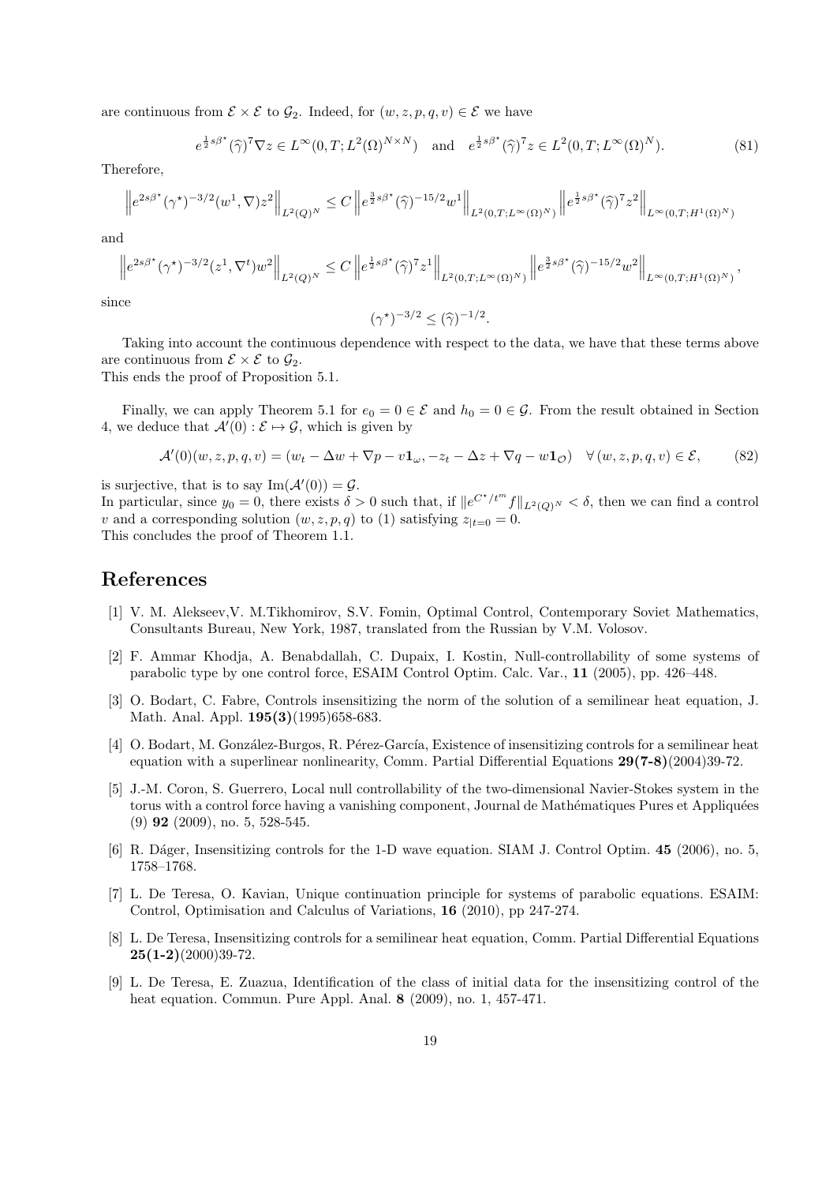are continuous from $\mathcal{E} \times \mathcal{E}$ to $\mathcal{G}_2$. Indeed, for $(w, z, p, q, v) \in \mathcal{E}$ we have

$$e^{\frac{1}{2}s\beta^\star}(\widehat{\gamma})^7 \nabla z \in L^\infty(0,T;L^2(\Omega)^{N\times N}) \quad \text{and} \quad e^{\frac{1}{2}s\beta^\star}(\widehat{\gamma})^7 z \in L^2(0,T;L^\infty(\Omega)^N). \tag{81}$$

Therefore,

$$\left\| e^{2s\beta^\star}(\gamma^\star)^{-3/2}(w^1,\nabla)z^2 \right\|_{L^2(Q)^N} \le C \left\| e^{\frac{3}{2}s\beta^\star}(\widehat{\gamma})^{-15/2} w^1 \right\|_{L^2(0,T;L^\infty(\Omega)^N)} \left\| e^{\frac{1}{2}s\beta^\star}(\widehat{\gamma})^7 z^2 \right\|_{L^\infty(0,T;H^1(\Omega)^N)}$$

and

$$\left\| e^{2s\beta^\star}(\gamma^\star)^{-3/2}(z^1,\nabla^t)w^2 \right\|_{L^2(Q)^N} \le C \left\| e^{\frac{1}{2}s\beta^\star}(\widehat{\gamma})^7 z^1 \right\|_{L^2(0,T;L^\infty(\Omega)^N)} \left\| e^{\frac{3}{2}s\beta^\star}(\widehat{\gamma})^{-15/2} w^2 \right\|_{L^\infty(0,T;H^1(\Omega)^N)},$$

since

$$(\gamma^\star)^{-3/2} \le (\widehat{\gamma})^{-1/2}.$$

Taking into account the continuous dependence with respect to the data, we have that these terms above are continuous from $\mathcal{E} \times \mathcal{E}$ to $\mathcal{G}_2$.
This ends the proof of Proposition 5.1.

Finally, we can apply Theorem 5.1 for $e_0 = 0 \in \mathcal{E}$ and $h_0 = 0 \in \mathcal{G}$. From the result obtained in Section 4, we deduce that $\mathcal{A}'(0) : \mathcal{E} \mapsto \mathcal{G}$, which is given by

$$\mathcal{A}'(0)(w,z,p,q,v) = (w_t - \Delta w + \nabla p - v\mathbf{1}_\omega, -z_t - \Delta z + \nabla q - w\mathbf{1}_\mathcal{O}) \quad \forall\,(w,z,p,q,v) \in \mathcal{E}, \tag{82}$$

is surjective, that is to say $\mathrm{Im}(\mathcal{A}'(0)) = \mathcal{G}$.
In particular, since $y_0 = 0$, there exists $\delta > 0$ such that, if $\|e^{C^\star/t^m} f\|_{L^2(Q)^N} < \delta$, then we can find a control $v$ and a corresponding solution $(w,z,p,q)$ to (1) satisfying $z_{|t=0} = 0$.
This concludes the proof of Theorem 1.1.

# References

[1] V. M. Alekseev,V. M.Tikhomirov, S.V. Fomin, Optimal Control, Contemporary Soviet Mathematics, Consultants Bureau, New York, 1987, translated from the Russian by V.M. Volosov.

[2] F. Ammar Khodja, A. Benabdallah, C. Dupaix, I. Kostin, Null-controllability of some systems of parabolic type by one control force, ESAIM Control Optim. Calc. Var., **11** (2005), pp. 426–448.

[3] O. Bodart, C. Fabre, Controls insensitizing the norm of the solution of a semilinear heat equation, J. Math. Anal. Appl. **195(3)**(1995)658-683.

[4] O. Bodart, M. González-Burgos, R. Pérez-García, Existence of insensitizing controls for a semilinear heat equation with a superlinear nonlinearity, Comm. Partial Differential Equations **29(7-8)**(2004)39-72.

[5] J.-M. Coron, S. Guerrero, Local null controllability of the two-dimensional Navier-Stokes system in the torus with a control force having a vanishing component, Journal de Mathématiques Pures et Appliquées (9) **92** (2009), no. 5, 528-545.

[6] R. Dáger, Insensitizing controls for the 1-D wave equation. SIAM J. Control Optim. **45** (2006), no. 5, 1758–1768.

[7] L. De Teresa, O. Kavian, Unique continuation principle for systems of parabolic equations. ESAIM: Control, Optimisation and Calculus of Variations, **16** (2010), pp 247-274.

[8] L. De Teresa, Insensitizing controls for a semilinear heat equation, Comm. Partial Differential Equations **25(1-2)**(2000)39-72.

[9] L. De Teresa, E. Zuazua, Identification of the class of initial data for the insensitizing control of the heat equation. Commun. Pure Appl. Anal. **8** (2009), no. 1, 457-471.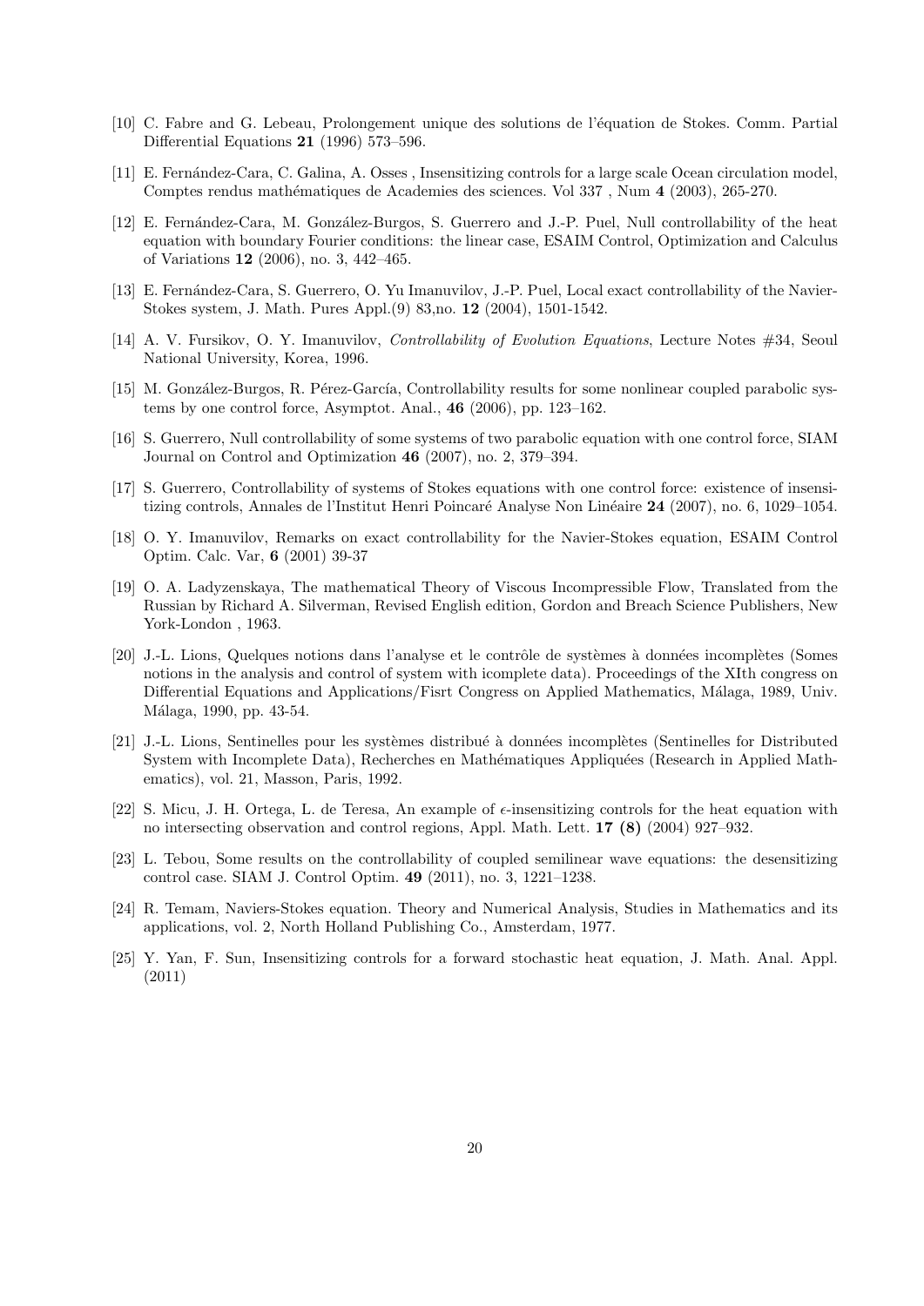[10] C. Fabre and G. Lebeau, Prolongement unique des solutions de l'équation de Stokes. Comm. Partial Differential Equations **21** (1996) 573–596.

[11] E. Fernández-Cara, C. Galina, A. Osses , Insensitizing controls for a large scale Ocean circulation model, Comptes rendus mathématiques de Academies des sciences. Vol 337 , Num **4** (2003), 265-270.

[12] E. Fernández-Cara, M. González-Burgos, S. Guerrero and J.-P. Puel, Null controllability of the heat equation with boundary Fourier conditions: the linear case, ESAIM Control, Optimization and Calculus of Variations **12** (2006), no. 3, 442–465.

[13] E. Fernández-Cara, S. Guerrero, O. Yu Imanuvilov, J.-P. Puel, Local exact controllability of the Navier-Stokes system, J. Math. Pures Appl.(9) 83,no. **12** (2004), 1501-1542.

[14] A. V. Fursikov, O. Y. Imanuvilov, *Controllability of Evolution Equations*, Lecture Notes #34, Seoul National University, Korea, 1996.

[15] M. González-Burgos, R. Pérez-García, Controllability results for some nonlinear coupled parabolic systems by one control force, Asymptot. Anal., **46** (2006), pp. 123–162.

[16] S. Guerrero, Null controllability of some systems of two parabolic equation with one control force, SIAM Journal on Control and Optimization **46** (2007), no. 2, 379–394.

[17] S. Guerrero, Controllability of systems of Stokes equations with one control force: existence of insensitizing controls, Annales de l'Institut Henri Poincaré Analyse Non Linéaire **24** (2007), no. 6, 1029–1054.

[18] O. Y. Imanuvilov, Remarks on exact controllability for the Navier-Stokes equation, ESAIM Control Optim. Calc. Var, **6** (2001) 39-37

[19] O. A. Ladyzenskaya, The mathematical Theory of Viscous Incompressible Flow, Translated from the Russian by Richard A. Silverman, Revised English edition, Gordon and Breach Science Publishers, New York-London , 1963.

[20] J.-L. Lions, Quelques notions dans l'analyse et le contrôle de systèmes à données incomplètes (Somes notions in the analysis and control of system with icomplete data). Proceedings of the XIth congress on Differential Equations and Applications/Fisrt Congress on Applied Mathematics, Málaga, 1989, Univ. Málaga, 1990, pp. 43-54.

[21] J.-L. Lions, Sentinelles pour les systèmes distribué à données incomplètes (Sentinelles for Distributed System with Incomplete Data), Recherches en Mathématiques Appliquées (Research in Applied Mathematics), vol. 21, Masson, Paris, 1992.

[22] S. Micu, J. H. Ortega, L. de Teresa, An example of $\epsilon$-insensitizing controls for the heat equation with no intersecting observation and control regions, Appl. Math. Lett. **17 (8)** (2004) 927–932.

[23] L. Tebou, Some results on the controllability of coupled semilinear wave equations: the desensitizing control case. SIAM J. Control Optim. **49** (2011), no. 3, 1221–1238.

[24] R. Temam, Naviers-Stokes equation. Theory and Numerical Analysis, Studies in Mathematics and its applications, vol. 2, North Holland Publishing Co., Amsterdam, 1977.

[25] Y. Yan, F. Sun, Insensitizing controls for a forward stochastic heat equation, J. Math. Anal. Appl. (2011)